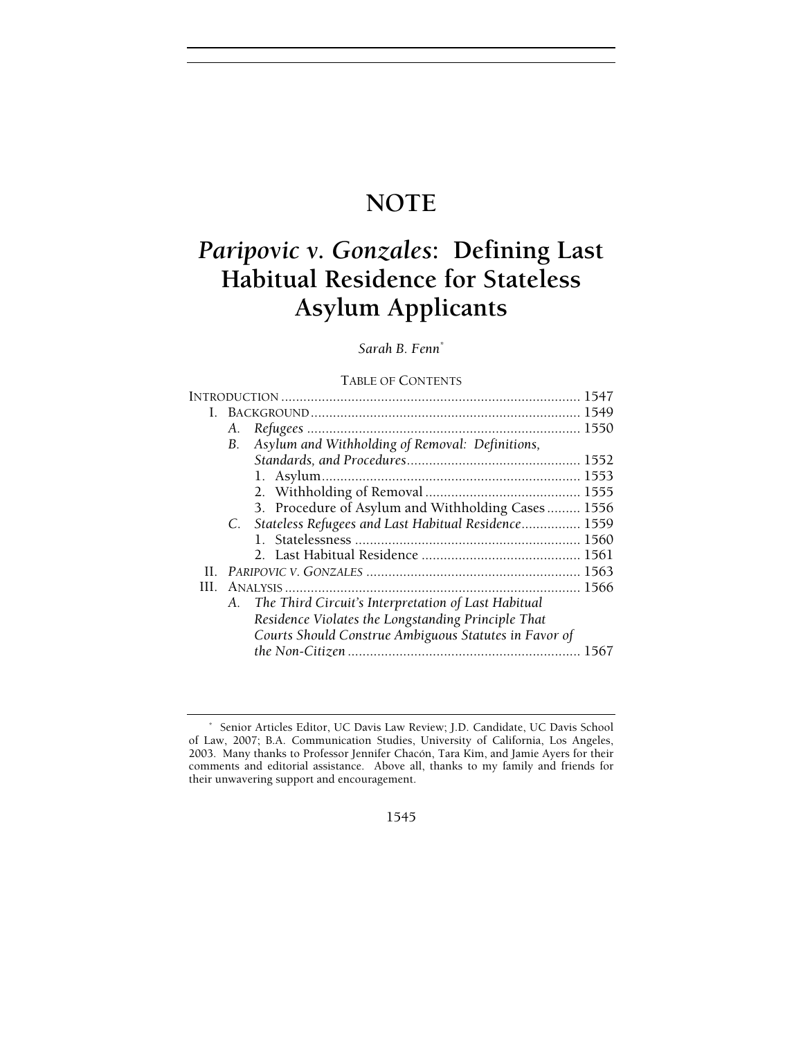# NOTE

# *Paripovic v. Gonzales*: Defining Last Habitual Residence for Stateless Asylum Applicants

*Sarah B. Fenn*[*]

TABLE OF CONTENTS

INTRODUCTION .......... 1547

I. BACKGROUND .......... 1549

- A. *Refugees* .......... 1550
- B. *Asylum and Withholding of Removal: Definitions, Standards, and Procedures* .......... 1552
  1. Asylum .......... 1553
  2. Withholding of Removal .......... 1555
  3. Procedure of Asylum and Withholding Cases .......... 1556
- C. *Stateless Refugees and Last Habitual Residence* .......... 1559
  1. Statelessness .......... 1560
  2. Last Habitual Residence .......... 1561

II. *PARIPOVIC V. GONZALES* .......... 1563

III. ANALYSIS .......... 1566

- A. *The Third Circuit's Interpretation of Last Habitual Residence Violates the Longstanding Principle That Courts Should Construe Ambiguous Statutes in Favor of the Non-Citizen* .......... 1567

---

[*] Senior Articles Editor, UC Davis Law Review; J.D. Candidate, UC Davis School of Law, 2007; B.A. Communication Studies, University of California, Los Angeles, 2003. Many thanks to Professor Jennifer Chacón, Tara Kim, and Jamie Ayers for their comments and editorial assistance. Above all, thanks to my family and friends for their unwavering support and encouragement.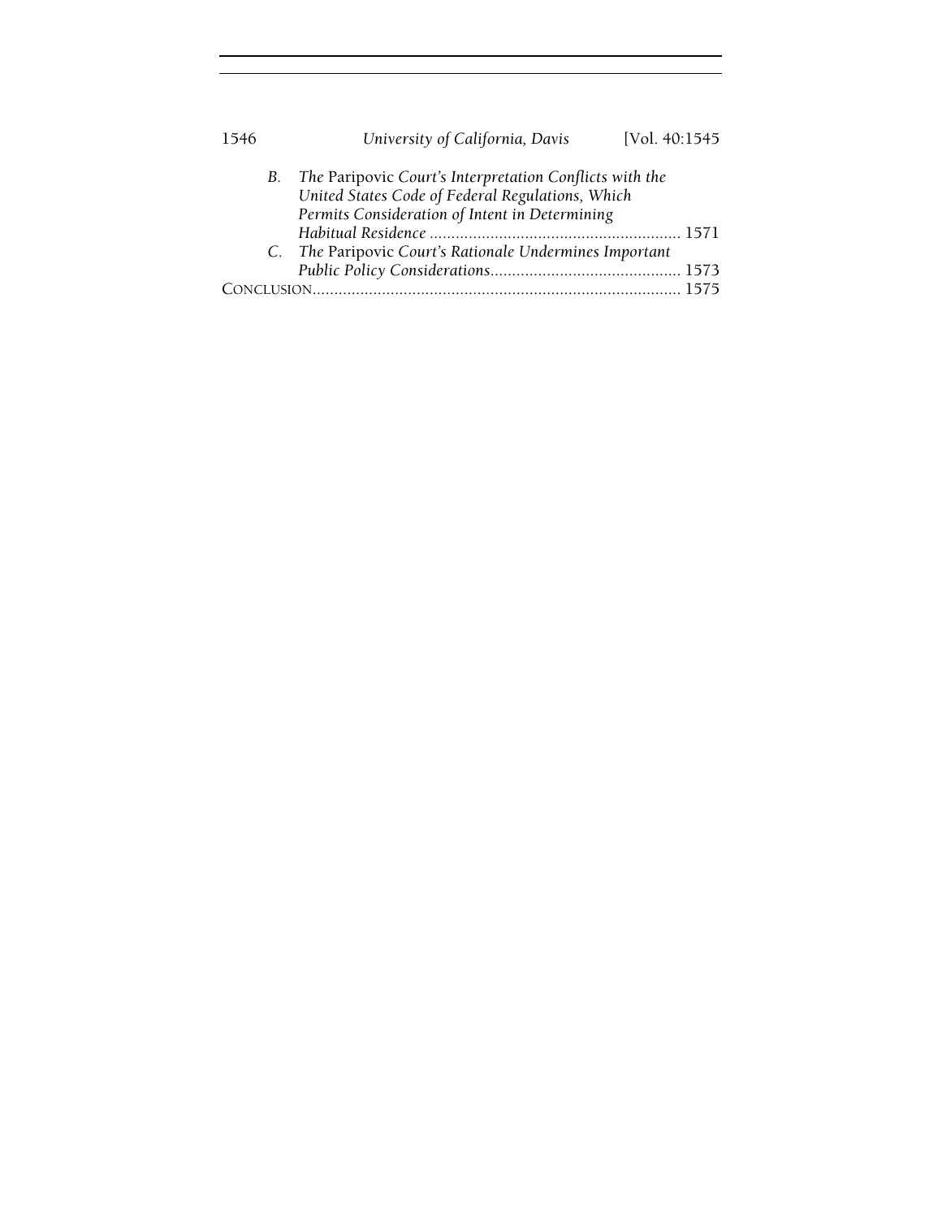B. *The* Paripovic *Court's Interpretation Conflicts with the United States Code of Federal Regulations, Which Permits Consideration of Intent in Determining Habitual Residence* .......................................................... 1571

C. *The* Paripovic *Court's Rationale Undermines Important Public Policy Considerations*............................................ 1573

CONCLUSION.................................................................................... 1575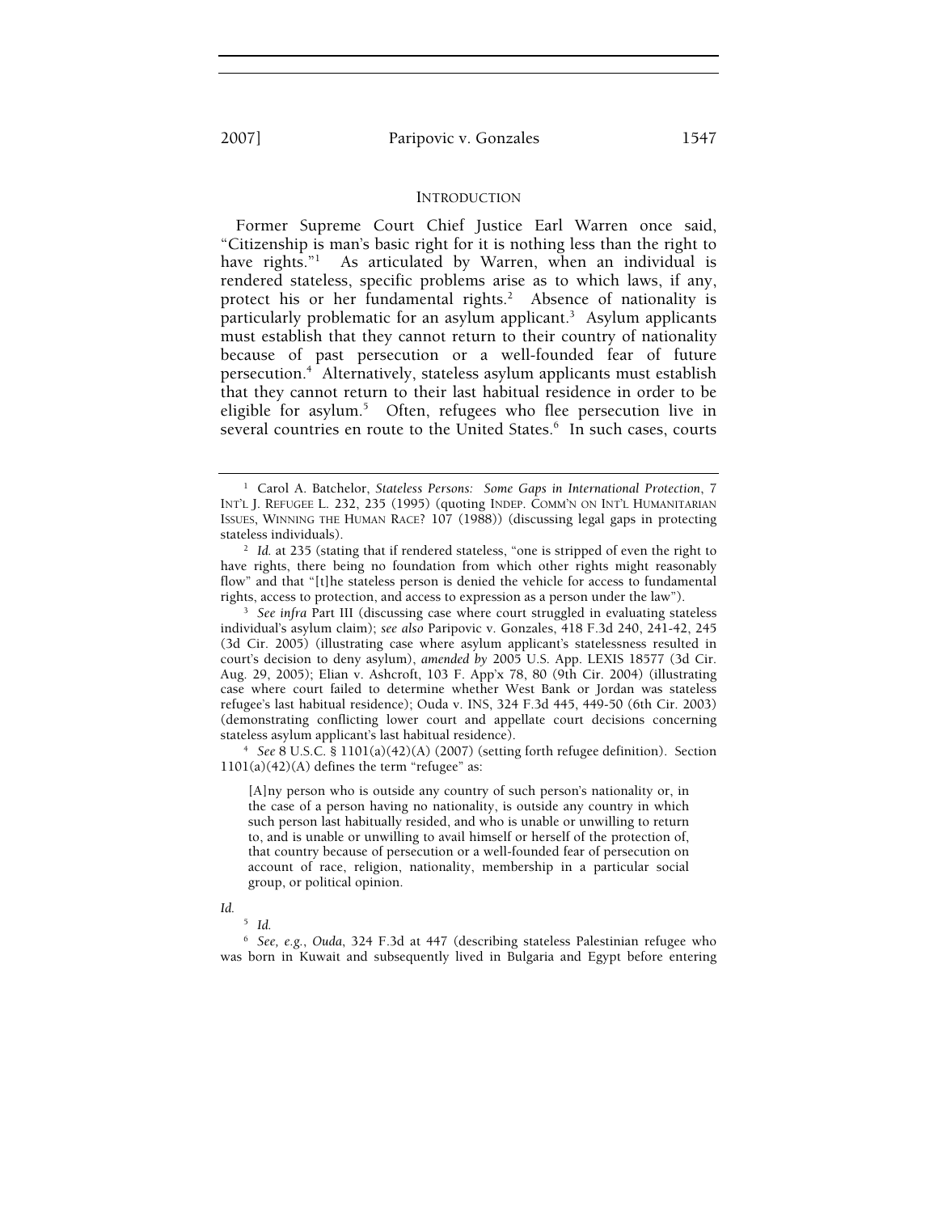## INTRODUCTION

Former Supreme Court Chief Justice Earl Warren once said, "Citizenship is man's basic right for it is nothing less than the right to have rights."[1] As articulated by Warren, when an individual is rendered stateless, specific problems arise as to which laws, if any, protect his or her fundamental rights.[2] Absence of nationality is particularly problematic for an asylum applicant.[3] Asylum applicants must establish that they cannot return to their country of nationality because of past persecution or a well-founded fear of future persecution.[4] Alternatively, stateless asylum applicants must establish that they cannot return to their last habitual residence in order to be eligible for asylum.[5] Often, refugees who flee persecution live in several countries en route to the United States.[6] In such cases, courts

---

[1] Carol A. Batchelor, *Stateless Persons: Some Gaps in International Protection*, 7 INT'L J. REFUGEE L. 232, 235 (1995) (quoting INDEP. COMM'N ON INT'L HUMANITARIAN ISSUES, WINNING THE HUMAN RACE? 107 (1988)) (discussing legal gaps in protecting stateless individuals).

[2] *Id.* at 235 (stating that if rendered stateless, "one is stripped of even the right to have rights, there being no foundation from which other rights might reasonably flow" and that "[t]he stateless person is denied the vehicle for access to fundamental rights, access to protection, and access to expression as a person under the law").

[3] *See infra* Part III (discussing case where court struggled in evaluating stateless individual's asylum claim); *see also* Paripovic v. Gonzales, 418 F.3d 240, 241-42, 245 (3d Cir. 2005) (illustrating case where asylum applicant's statelessness resulted in court's decision to deny asylum), *amended by* 2005 U.S. App. LEXIS 18577 (3d Cir. Aug. 29, 2005); Elian v. Ashcroft, 103 F. App'x 78, 80 (9th Cir. 2004) (illustrating case where court failed to determine whether West Bank or Jordan was stateless refugee's last habitual residence); Ouda v. INS, 324 F.3d 445, 449-50 (6th Cir. 2003) (demonstrating conflicting lower court and appellate court decisions concerning stateless asylum applicant's last habitual residence).

[4] *See* 8 U.S.C. § 1101(a)(42)(A) (2007) (setting forth refugee definition). Section 1101(a)(42)(A) defines the term "refugee" as:

> [A]ny person who is outside any country of such person's nationality or, in the case of a person having no nationality, is outside any country in which such person last habitually resided, and who is unable or unwilling to return to, and is unable or unwilling to avail himself or herself of the protection of, that country because of persecution or a well-founded fear of persecution on account of race, religion, nationality, membership in a particular social group, or political opinion.

*Id.*

[5] *Id.*

[6] *See, e.g.*, *Ouda*, 324 F.3d at 447 (describing stateless Palestinian refugee who was born in Kuwait and subsequently lived in Bulgaria and Egypt before entering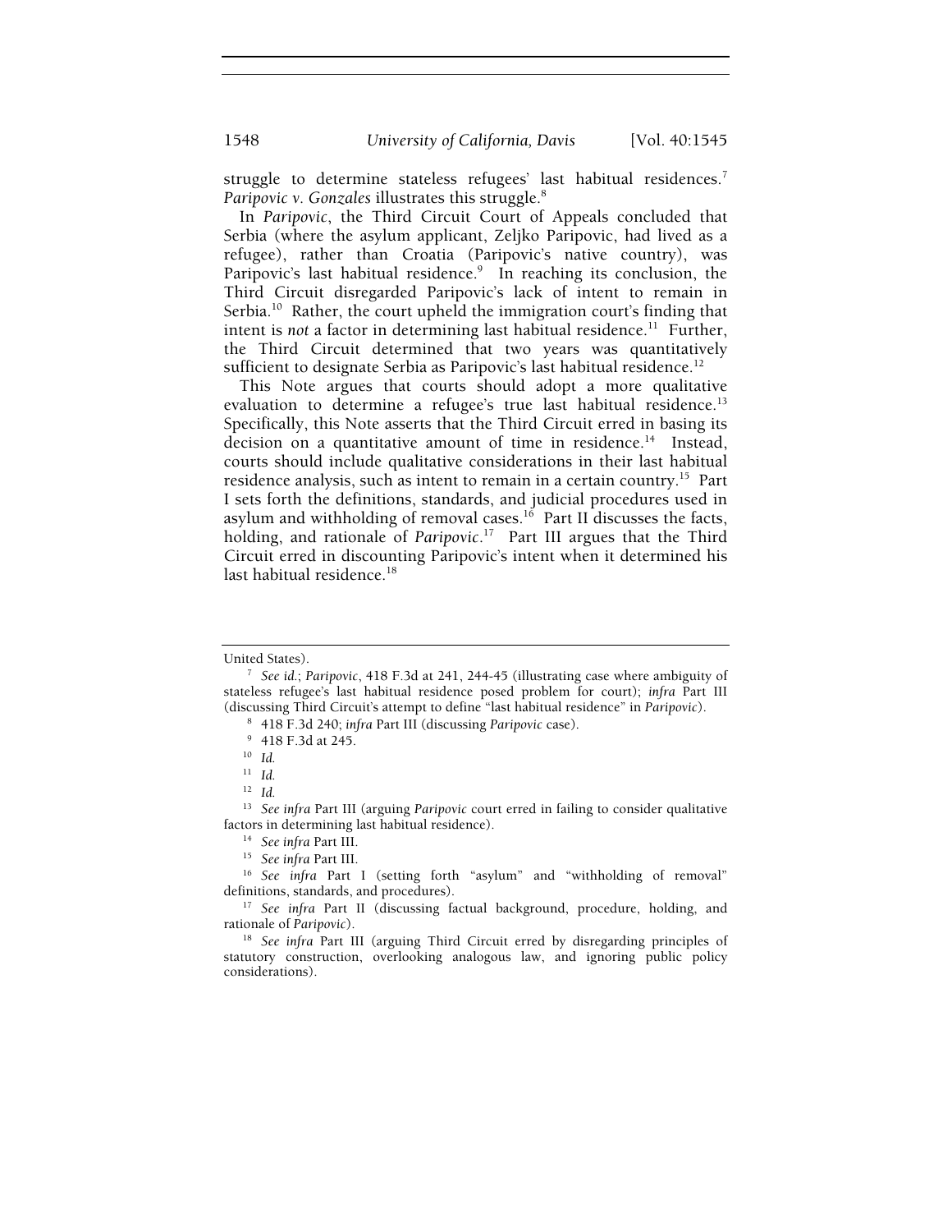struggle to determine stateless refugees' last habitual residences.[7] *Paripovic v. Gonzales* illustrates this struggle.[8]

In *Paripovic*, the Third Circuit Court of Appeals concluded that Serbia (where the asylum applicant, Zeljko Paripovic, had lived as a refugee), rather than Croatia (Paripovic's native country), was Paripovic's last habitual residence.[9] In reaching its conclusion, the Third Circuit disregarded Paripovic's lack of intent to remain in Serbia.[10] Rather, the court upheld the immigration court's finding that intent is *not* a factor in determining last habitual residence.[11] Further, the Third Circuit determined that two years was quantitatively sufficient to designate Serbia as Paripovic's last habitual residence.[12]

This Note argues that courts should adopt a more qualitative evaluation to determine a refugee's true last habitual residence.[13] Specifically, this Note asserts that the Third Circuit erred in basing its decision on a quantitative amount of time in residence.[14] Instead, courts should include qualitative considerations in their last habitual residence analysis, such as intent to remain in a certain country.[15] Part I sets forth the definitions, standards, and judicial procedures used in asylum and withholding of removal cases.[16] Part II discusses the facts, holding, and rationale of *Paripovic*.[17] Part III argues that the Third Circuit erred in discounting Paripovic's intent when it determined his last habitual residence.[18]

---

United States).

[7] *See id.*; *Paripovic*, 418 F.3d at 241, 244-45 (illustrating case where ambiguity of stateless refugee's last habitual residence posed problem for court); *infra* Part III (discussing Third Circuit's attempt to define "last habitual residence" in *Paripovic*).

[8] 418 F.3d 240; *infra* Part III (discussing *Paripovic* case).

[9] 418 F.3d at 245.

[10] *Id.*

[11] *Id.*

[12] *Id.*

[13] *See infra* Part III (arguing *Paripovic* court erred in failing to consider qualitative factors in determining last habitual residence).

[14] *See infra* Part III.

[15] *See infra* Part III.

[16] *See infra* Part I (setting forth "asylum" and "withholding of removal" definitions, standards, and procedures).

[17] *See infra* Part II (discussing factual background, procedure, holding, and rationale of *Paripovic*).

[18] *See infra* Part III (arguing Third Circuit erred by disregarding principles of statutory construction, overlooking analogous law, and ignoring public policy considerations).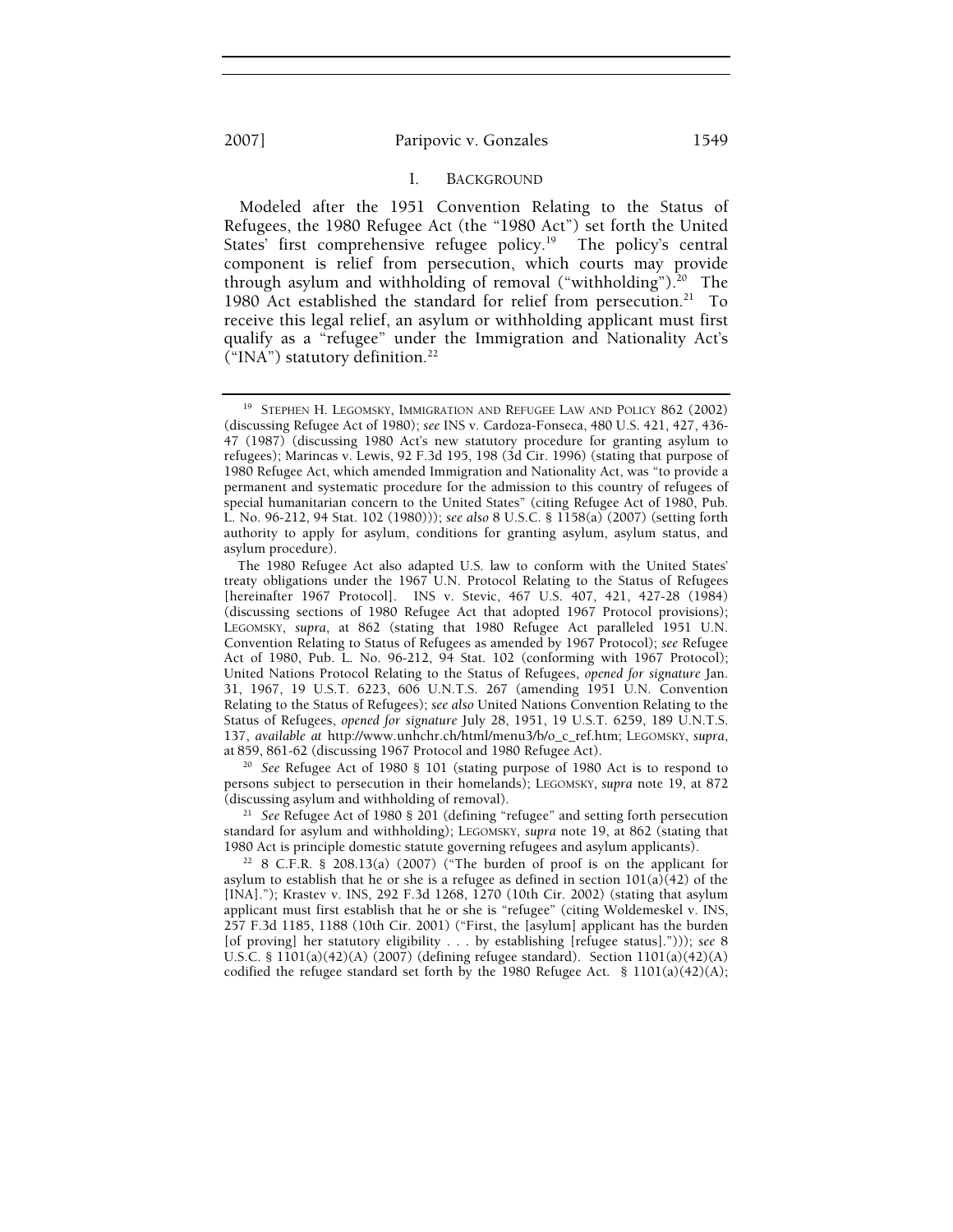## I. BACKGROUND

Modeled after the 1951 Convention Relating to the Status of Refugees, the 1980 Refugee Act (the "1980 Act") set forth the United States' first comprehensive refugee policy.[19] The policy's central component is relief from persecution, which courts may provide through asylum and withholding of removal ("withholding").[20] The 1980 Act established the standard for relief from persecution.[21] To receive this legal relief, an asylum or withholding applicant must first qualify as a "refugee" under the Immigration and Nationality Act's ("INA") statutory definition.[22]

---

[19] STEPHEN H. LEGOMSKY, IMMIGRATION AND REFUGEE LAW AND POLICY 862 (2002) (discussing Refugee Act of 1980); *see* INS v. Cardoza-Fonseca, 480 U.S. 421, 427, 436-47 (1987) (discussing 1980 Act's new statutory procedure for granting asylum to refugees); Marincas v. Lewis, 92 F.3d 195, 198 (3d Cir. 1996) (stating that purpose of 1980 Refugee Act, which amended Immigration and Nationality Act, was "to provide a permanent and systematic procedure for the admission to this country of refugees of special humanitarian concern to the United States" (citing Refugee Act of 1980, Pub. L. No. 96-212, 94 Stat. 102 (1980))); *see also* 8 U.S.C. § 1158(a) (2007) (setting forth authority to apply for asylum, conditions for granting asylum, asylum status, and asylum procedure).

The 1980 Refugee Act also adapted U.S. law to conform with the United States' treaty obligations under the 1967 U.N. Protocol Relating to the Status of Refugees [hereinafter 1967 Protocol]. INS v. Stevic, 467 U.S. 407, 421, 427-28 (1984) (discussing sections of 1980 Refugee Act that adopted 1967 Protocol provisions); LEGOMSKY, *supra*, at 862 (stating that 1980 Refugee Act paralleled 1951 U.N. Convention Relating to Status of Refugees as amended by 1967 Protocol); *see* Refugee Act of 1980, Pub. L. No. 96-212, 94 Stat. 102 (conforming with 1967 Protocol); United Nations Protocol Relating to the Status of Refugees, *opened for signature* Jan. 31, 1967, 19 U.S.T. 6223, 606 U.N.T.S. 267 (amending 1951 U.N. Convention Relating to the Status of Refugees); *see also* United Nations Convention Relating to the Status of Refugees, *opened for signature* July 28, 1951, 19 U.S.T. 6259, 189 U.N.T.S. 137, *available at* http://www.unhchr.ch/html/menu3/b/o_c_ref.htm; LEGOMSKY, *supra*, at 859, 861-62 (discussing 1967 Protocol and 1980 Refugee Act).

[20] *See* Refugee Act of 1980 § 101 (stating purpose of 1980 Act is to respond to persons subject to persecution in their homelands); LEGOMSKY, *supra* note 19, at 872 (discussing asylum and withholding of removal).

[21] *See* Refugee Act of 1980 § 201 (defining "refugee" and setting forth persecution standard for asylum and withholding); LEGOMSKY, *supra* note 19, at 862 (stating that 1980 Act is principle domestic statute governing refugees and asylum applicants).

[22] 8 C.F.R. § 208.13(a) (2007) ("The burden of proof is on the applicant for asylum to establish that he or she is a refugee as defined in section 101(a)(42) of the [INA]."); Krastev v. INS, 292 F.3d 1268, 1270 (10th Cir. 2002) (stating that asylum applicant must first establish that he or she is "refugee" (citing Woldemeskel v. INS, 257 F.3d 1185, 1188 (10th Cir. 2001) ("First, the [asylum] applicant has the burden [of proving] her statutory eligibility . . . by establishing [refugee status]."))); *see* 8 U.S.C. § 1101(a)(42)(A) (2007) (defining refugee standard). Section 1101(a)(42)(A) codified the refugee standard set forth by the 1980 Refugee Act. § 1101(a)(42)(A);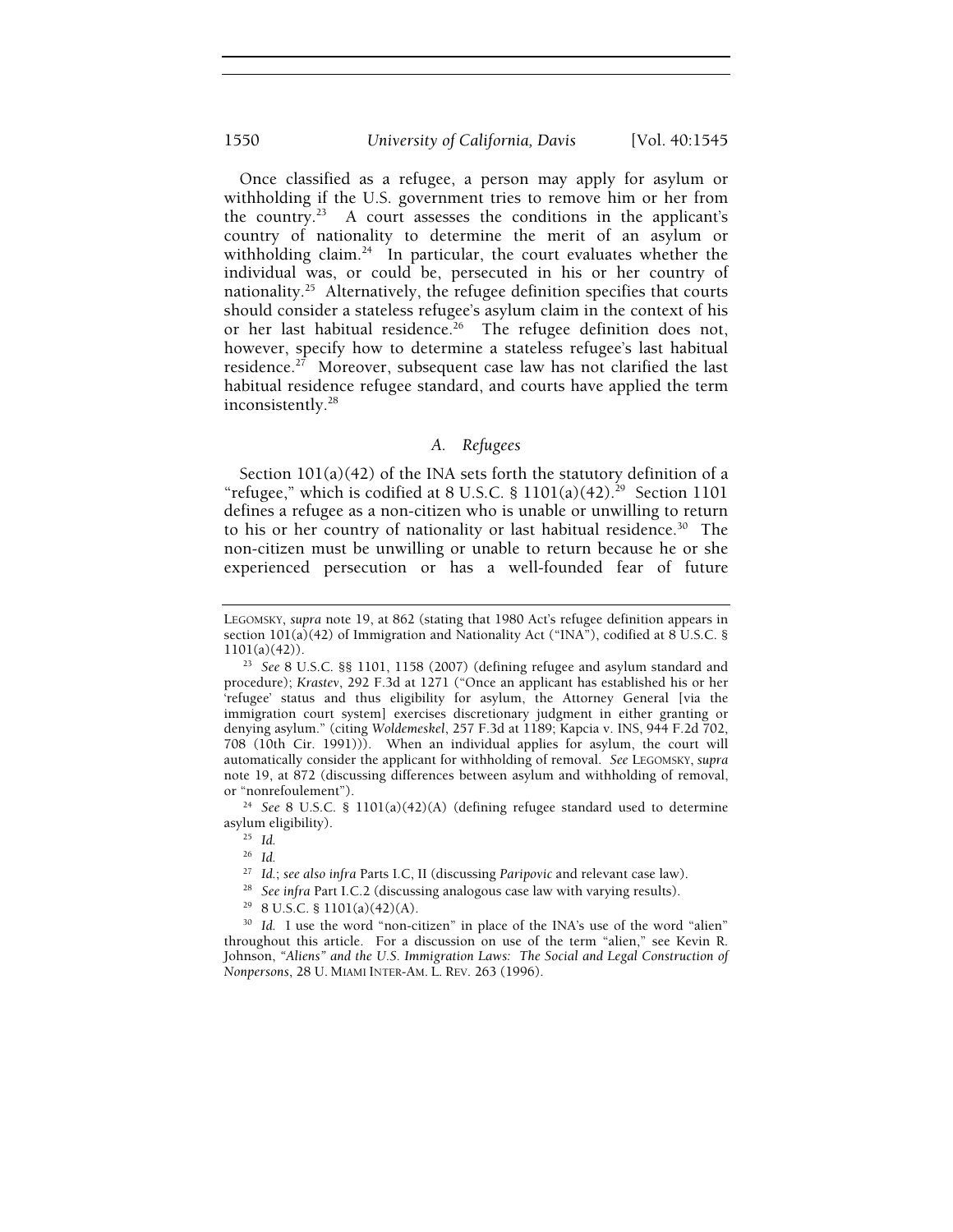Once classified as a refugee, a person may apply for asylum or withholding if the U.S. government tries to remove him or her from the country.[23] A court assesses the conditions in the applicant's country of nationality to determine the merit of an asylum or withholding claim.[24] In particular, the court evaluates whether the individual was, or could be, persecuted in his or her country of nationality.[25] Alternatively, the refugee definition specifies that courts should consider a stateless refugee's asylum claim in the context of his or her last habitual residence.[26] The refugee definition does not, however, specify how to determine a stateless refugee's last habitual residence.[27] Moreover, subsequent case law has not clarified the last habitual residence refugee standard, and courts have applied the term inconsistently.[28]

### *A. Refugees*

Section 101(a)(42) of the INA sets forth the statutory definition of a "refugee," which is codified at 8 U.S.C. § 1101(a)(42).[29] Section 1101 defines a refugee as a non-citizen who is unable or unwilling to return to his or her country of nationality or last habitual residence.[30] The non-citizen must be unwilling or unable to return because he or she experienced persecution or has a well-founded fear of future

---

LEGOMSKY, *supra* note 19, at 862 (stating that 1980 Act's refugee definition appears in section 101(a)(42) of Immigration and Nationality Act ("INA"), codified at 8 U.S.C. § 1101(a)(42)).

[23] *See* 8 U.S.C. §§ 1101, 1158 (2007) (defining refugee and asylum standard and procedure); *Krastev*, 292 F.3d at 1271 ("Once an applicant has established his or her 'refugee' status and thus eligibility for asylum, the Attorney General [via the immigration court system] exercises discretionary judgment in either granting or denying asylum." (citing *Woldemeskel*, 257 F.3d at 1189; Kapcia v. INS, 944 F.2d 702, 708 (10th Cir. 1991))). When an individual applies for asylum, the court will automatically consider the applicant for withholding of removal. *See* LEGOMSKY, *supra* note 19, at 872 (discussing differences between asylum and withholding of removal, or "nonrefoulement").

[24] *See* 8 U.S.C. § 1101(a)(42)(A) (defining refugee standard used to determine asylum eligibility).

[25] *Id.*

[26] *Id.*

[27] *Id.*; *see also infra* Parts I.C, II (discussing *Paripovic* and relevant case law).

[28] *See infra* Part I.C.2 (discussing analogous case law with varying results).

[29] 8 U.S.C. § 1101(a)(42)(A).

[30] *Id.* I use the word "non-citizen" in place of the INA's use of the word "alien" throughout this article. For a discussion on use of the term "alien," see Kevin R. Johnson, *"Aliens" and the U.S. Immigration Laws: The Social and Legal Construction of Nonpersons*, 28 U. MIAMI INTER-AM. L. REV. 263 (1996).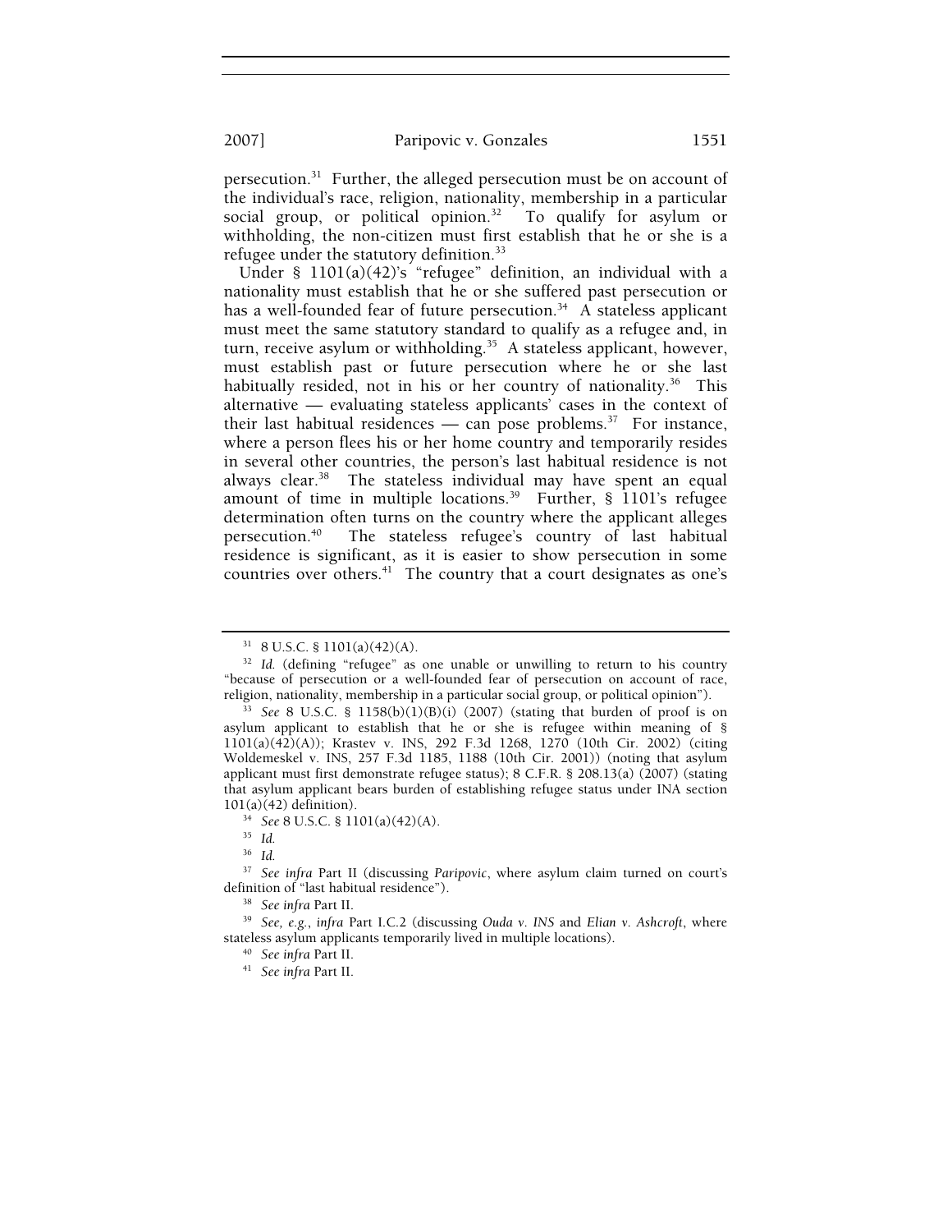persecution.[31] Further, the alleged persecution must be on account of the individual's race, religion, nationality, membership in a particular social group, or political opinion.[32] To qualify for asylum or withholding, the non-citizen must first establish that he or she is a refugee under the statutory definition.[33]

Under § 1101(a)(42)'s "refugee" definition, an individual with a nationality must establish that he or she suffered past persecution or has a well-founded fear of future persecution.[34] A stateless applicant must meet the same statutory standard to qualify as a refugee and, in turn, receive asylum or withholding.[35] A stateless applicant, however, must establish past or future persecution where he or she last habitually resided, not in his or her country of nationality.[36] This alternative — evaluating stateless applicants' cases in the context of their last habitual residences — can pose problems.[37] For instance, where a person flees his or her home country and temporarily resides in several other countries, the person's last habitual residence is not always clear.[38] The stateless individual may have spent an equal amount of time in multiple locations.[39] Further, § 1101's refugee determination often turns on the country where the applicant alleges persecution.[40] The stateless refugee's country of last habitual residence is significant, as it is easier to show persecution in some countries over others.[41] The country that a court designates as one's

---

[31] 8 U.S.C. § 1101(a)(42)(A).

[32] *Id.* (defining "refugee" as one unable or unwilling to return to his country "because of persecution or a well-founded fear of persecution on account of race, religion, nationality, membership in a particular social group, or political opinion").

[33] *See* 8 U.S.C. § 1158(b)(1)(B)(i) (2007) (stating that burden of proof is on asylum applicant to establish that he or she is refugee within meaning of § 1101(a)(42)(A)); Krastev v. INS, 292 F.3d 1268, 1270 (10th Cir. 2002) (citing Woldemeskel v. INS, 257 F.3d 1185, 1188 (10th Cir. 2001)) (noting that asylum applicant must first demonstrate refugee status); 8 C.F.R. § 208.13(a) (2007) (stating that asylum applicant bears burden of establishing refugee status under INA section 101(a)(42) definition).

[34] *See* 8 U.S.C. § 1101(a)(42)(A).

[35] *Id.*

[36] *Id.*

[37] *See infra* Part II (discussing *Paripovic*, where asylum claim turned on court's definition of "last habitual residence").

[38] *See infra* Part II.

[39] *See, e.g.*, *infra* Part I.C.2 (discussing *Ouda v. INS* and *Elian v. Ashcroft*, where stateless asylum applicants temporarily lived in multiple locations).

[40] *See infra* Part II.

[41] *See infra* Part II.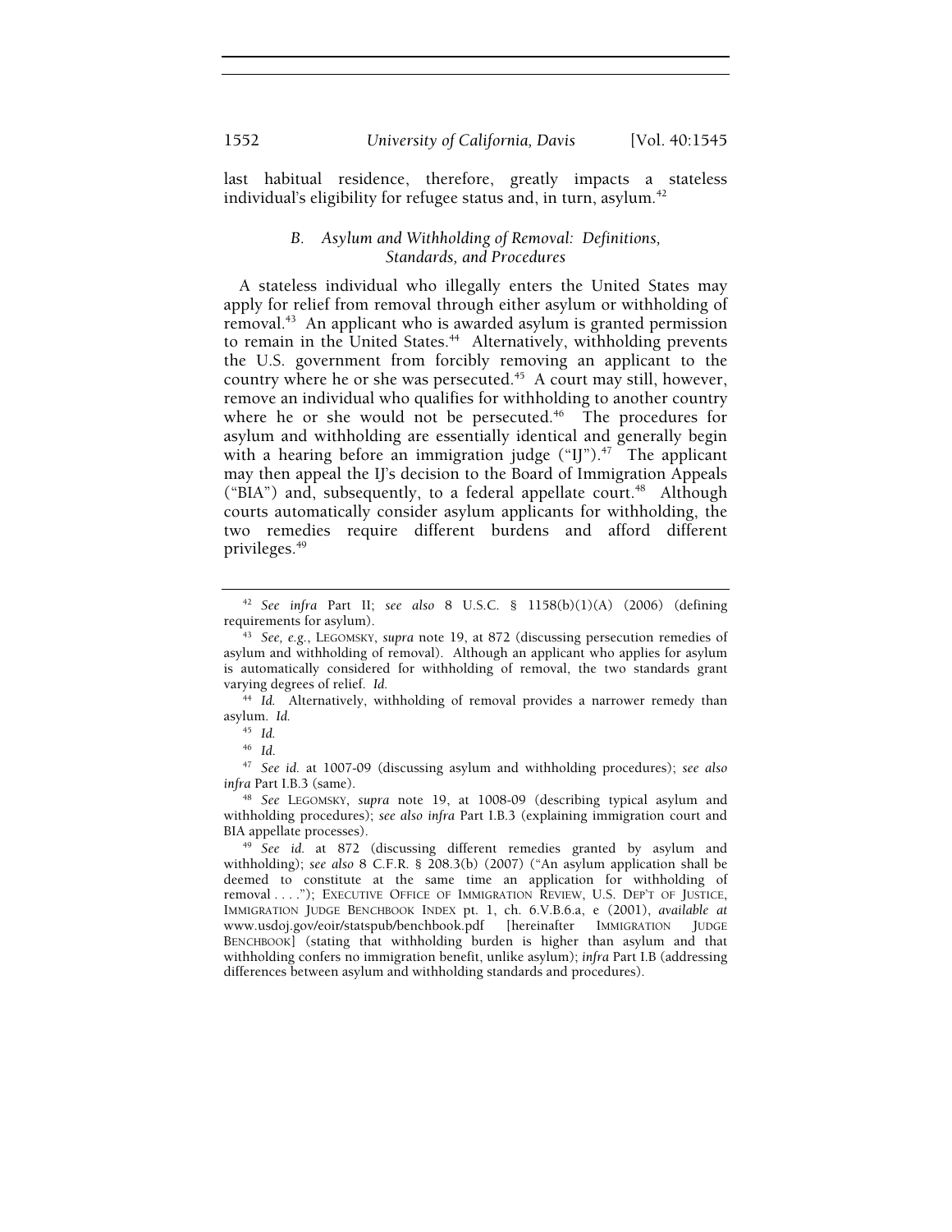last habitual residence, therefore, greatly impacts a stateless individual's eligibility for refugee status and, in turn, asylum.[42]

### *B. Asylum and Withholding of Removal: Definitions, Standards, and Procedures*

A stateless individual who illegally enters the United States may apply for relief from removal through either asylum or withholding of removal.[43] An applicant who is awarded asylum is granted permission to remain in the United States.[44] Alternatively, withholding prevents the U.S. government from forcibly removing an applicant to the country where he or she was persecuted.[45] A court may still, however, remove an individual who qualifies for withholding to another country where he or she would not be persecuted.[46] The procedures for asylum and withholding are essentially identical and generally begin with a hearing before an immigration judge ("IJ").[47] The applicant may then appeal the IJ's decision to the Board of Immigration Appeals ("BIA") and, subsequently, to a federal appellate court.[48] Although courts automatically consider asylum applicants for withholding, the two remedies require different burdens and afford different privileges.[49]

---

[42] *See infra* Part II; *see also* 8 U.S.C. § 1158(b)(1)(A) (2006) (defining requirements for asylum).

[43] *See, e.g.*, LEGOMSKY, *supra* note 19, at 872 (discussing persecution remedies of asylum and withholding of removal). Although an applicant who applies for asylum is automatically considered for withholding of removal, the two standards grant varying degrees of relief. *Id.*

[44] *Id.* Alternatively, withholding of removal provides a narrower remedy than asylum. *Id.*

[45] *Id.*

[46] *Id.*

[47] *See id.* at 1007-09 (discussing asylum and withholding procedures); *see also infra* Part I.B.3 (same).

[48] *See* LEGOMSKY, *supra* note 19, at 1008-09 (describing typical asylum and withholding procedures); *see also infra* Part I.B.3 (explaining immigration court and BIA appellate processes).

[49] *See id.* at 872 (discussing different remedies granted by asylum and withholding); *see also* 8 C.F.R. § 208.3(b) (2007) ("An asylum application shall be deemed to constitute at the same time an application for withholding of removal . . . ."); EXECUTIVE OFFICE OF IMMIGRATION REVIEW, U.S. DEP'T OF JUSTICE, IMMIGRATION JUDGE BENCHBOOK INDEX pt. 1, ch. 6.V.B.6.a, e (2001), *available at* www.usdoj.gov/eoir/statspub/benchbook.pdf [hereinafter IMMIGRATION JUDGE BENCHBOOK] (stating that withholding burden is higher than asylum and that withholding confers no immigration benefit, unlike asylum); *infra* Part I.B (addressing differences between asylum and withholding standards and procedures).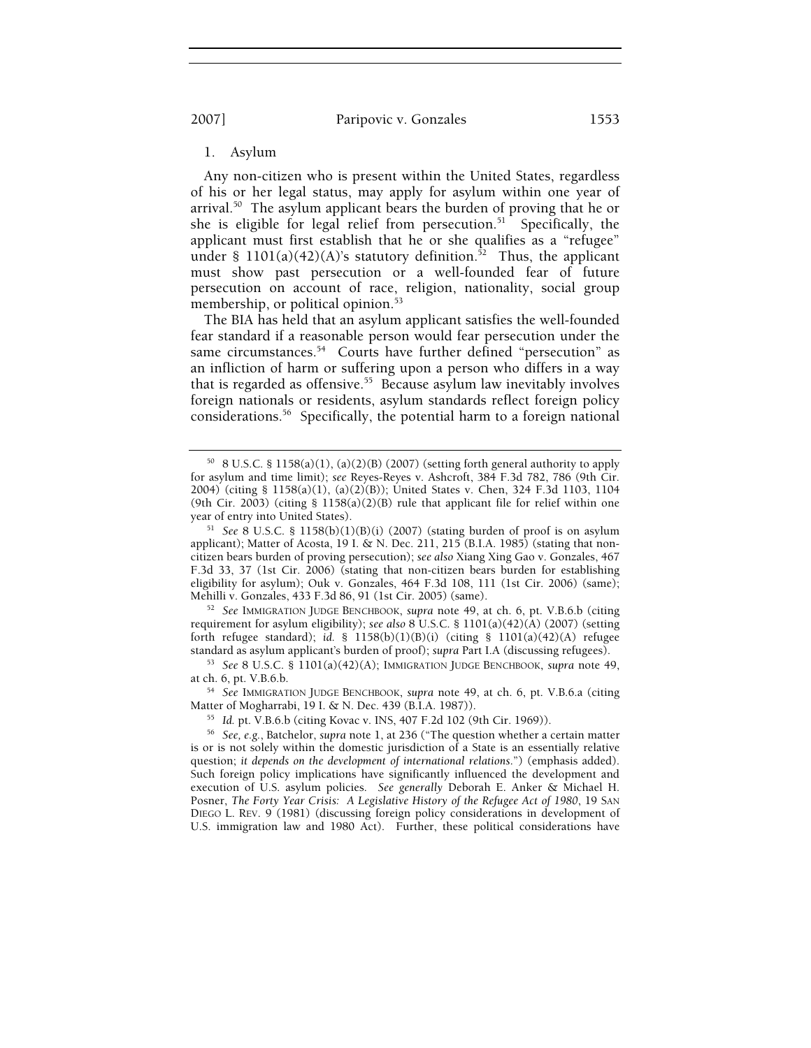### 1. Asylum

Any non-citizen who is present within the United States, regardless of his or her legal status, may apply for asylum within one year of arrival.[50] The asylum applicant bears the burden of proving that he or she is eligible for legal relief from persecution.[51] Specifically, the applicant must first establish that he or she qualifies as a "refugee" under § 1101(a)(42)(A)'s statutory definition.[52] Thus, the applicant must show past persecution or a well-founded fear of future persecution on account of race, religion, nationality, social group membership, or political opinion.[53]

The BIA has held that an asylum applicant satisfies the well-founded fear standard if a reasonable person would fear persecution under the same circumstances.[54] Courts have further defined "persecution" as an infliction of harm or suffering upon a person who differs in a way that is regarded as offensive.[55] Because asylum law inevitably involves foreign nationals or residents, asylum standards reflect foreign policy considerations.[56] Specifically, the potential harm to a foreign national

---

[50] 8 U.S.C. § 1158(a)(1), (a)(2)(B) (2007) (setting forth general authority to apply for asylum and time limit); *see* Reyes-Reyes v. Ashcroft, 384 F.3d 782, 786 (9th Cir. 2004) (citing § 1158(a)(1), (a)(2)(B)); United States v. Chen, 324 F.3d 1103, 1104 (9th Cir. 2003) (citing § 1158(a)(2)(B) rule that applicant file for relief within one year of entry into United States).

[51] *See* 8 U.S.C. § 1158(b)(1)(B)(i) (2007) (stating burden of proof is on asylum applicant); Matter of Acosta, 19 I. & N. Dec. 211, 215 (B.I.A. 1985) (stating that non-citizen bears burden of proving persecution); *see also* Xiang Xing Gao v. Gonzales, 467 F.3d 33, 37 (1st Cir. 2006) (stating that non-citizen bears burden for establishing eligibility for asylum); Ouk v. Gonzales, 464 F.3d 108, 111 (1st Cir. 2006) (same); Mehilli v. Gonzales, 433 F.3d 86, 91 (1st Cir. 2005) (same).

[52] *See* IMMIGRATION JUDGE BENCHBOOK, *supra* note 49, at ch. 6, pt. V.B.6.b (citing requirement for asylum eligibility); *see also* 8 U.S.C. § 1101(a)(42)(A) (2007) (setting forth refugee standard); *id.* § 1158(b)(1)(B)(i) (citing § 1101(a)(42)(A) refugee standard as asylum applicant's burden of proof); *supra* Part I.A (discussing refugees).

[53] *See* 8 U.S.C. § 1101(a)(42)(A); IMMIGRATION JUDGE BENCHBOOK, *supra* note 49, at ch. 6, pt. V.B.6.b.

[54] *See* IMMIGRATION JUDGE BENCHBOOK, *supra* note 49, at ch. 6, pt. V.B.6.a (citing Matter of Mogharrabi, 19 I. & N. Dec. 439 (B.I.A. 1987)).

[55] *Id.* pt. V.B.6.b (citing Kovac v. INS, 407 F.2d 102 (9th Cir. 1969)).

[56] *See, e.g.*, Batchelor, *supra* note 1, at 236 ("The question whether a certain matter is or is not solely within the domestic jurisdiction of a State is an essentially relative question; *it depends on the development of international relations*.") (emphasis added). Such foreign policy implications have significantly influenced the development and execution of U.S. asylum policies. *See generally* Deborah E. Anker & Michael H. Posner, *The Forty Year Crisis: A Legislative History of the Refugee Act of 1980*, 19 SAN DIEGO L. REV. 9 (1981) (discussing foreign policy considerations in development of U.S. immigration law and 1980 Act). Further, these political considerations have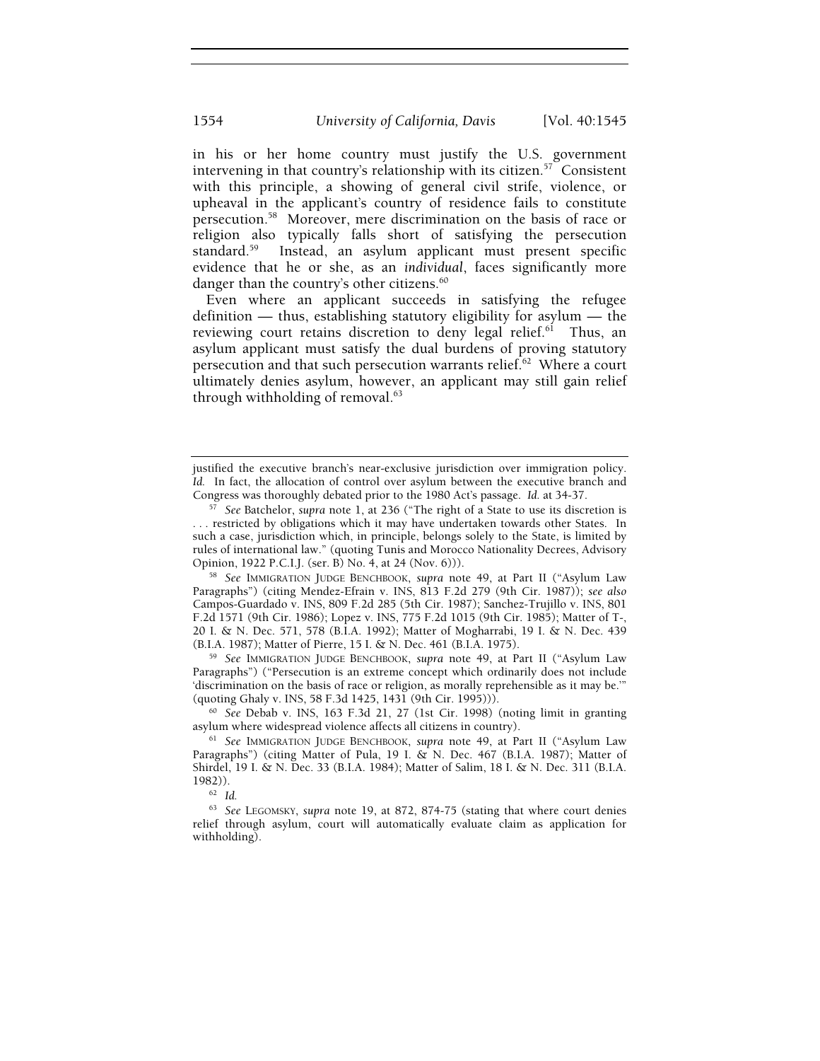in his or her home country must justify the U.S. government intervening in that country's relationship with its citizen.[57] Consistent with this principle, a showing of general civil strife, violence, or upheaval in the applicant's country of residence fails to constitute persecution.[58] Moreover, mere discrimination on the basis of race or religion also typically falls short of satisfying the persecution standard.[59] Instead, an asylum applicant must present specific evidence that he or she, as an *individual*, faces significantly more danger than the country's other citizens.[60]

Even where an applicant succeeds in satisfying the refugee definition — thus, establishing statutory eligibility for asylum — the reviewing court retains discretion to deny legal relief.[61] Thus, an asylum applicant must satisfy the dual burdens of proving statutory persecution and that such persecution warrants relief.[62] Where a court ultimately denies asylum, however, an applicant may still gain relief through withholding of removal.[63]

---

justified the executive branch's near-exclusive jurisdiction over immigration policy. *Id.* In fact, the allocation of control over asylum between the executive branch and Congress was thoroughly debated prior to the 1980 Act's passage. *Id.* at 34-37.

[57] *See* Batchelor, *supra* note 1, at 236 ("The right of a State to use its discretion is . . . restricted by obligations which it may have undertaken towards other States. In such a case, jurisdiction which, in principle, belongs solely to the State, is limited by rules of international law." (quoting Tunis and Morocco Nationality Decrees, Advisory Opinion, 1922 P.C.I.J. (ser. B) No. 4, at 24 (Nov. 6))).

[58] *See* IMMIGRATION JUDGE BENCHBOOK, *supra* note 49, at Part II ("Asylum Law Paragraphs") (citing Mendez-Efrain v. INS, 813 F.2d 279 (9th Cir. 1987)); *see also* Campos-Guardado v. INS, 809 F.2d 285 (5th Cir. 1987); Sanchez-Trujillo v. INS, 801 F.2d 1571 (9th Cir. 1986); Lopez v. INS, 775 F.2d 1015 (9th Cir. 1985); Matter of T-, 20 I. & N. Dec. 571, 578 (B.I.A. 1992); Matter of Mogharrabi, 19 I. & N. Dec. 439 (B.I.A. 1987); Matter of Pierre, 15 I. & N. Dec. 461 (B.I.A. 1975).

[59] *See* IMMIGRATION JUDGE BENCHBOOK, *supra* note 49, at Part II ("Asylum Law Paragraphs") ("Persecution is an extreme concept which ordinarily does not include 'discrimination on the basis of race or religion, as morally reprehensible as it may be.'" (quoting Ghaly v. INS, 58 F.3d 1425, 1431 (9th Cir. 1995))).

[60] *See* Debab v. INS, 163 F.3d 21, 27 (1st Cir. 1998) (noting limit in granting asylum where widespread violence affects all citizens in country).

[61] *See* IMMIGRATION JUDGE BENCHBOOK, *supra* note 49, at Part II ("Asylum Law Paragraphs") (citing Matter of Pula, 19 I. & N. Dec. 467 (B.I.A. 1987); Matter of Shirdel, 19 I. & N. Dec. 33 (B.I.A. 1984); Matter of Salim, 18 I. & N. Dec. 311 (B.I.A. 1982)).

[62] *Id.*

[63] *See* LEGOMSKY, *supra* note 19, at 872, 874-75 (stating that where court denies relief through asylum, court will automatically evaluate claim as application for withholding).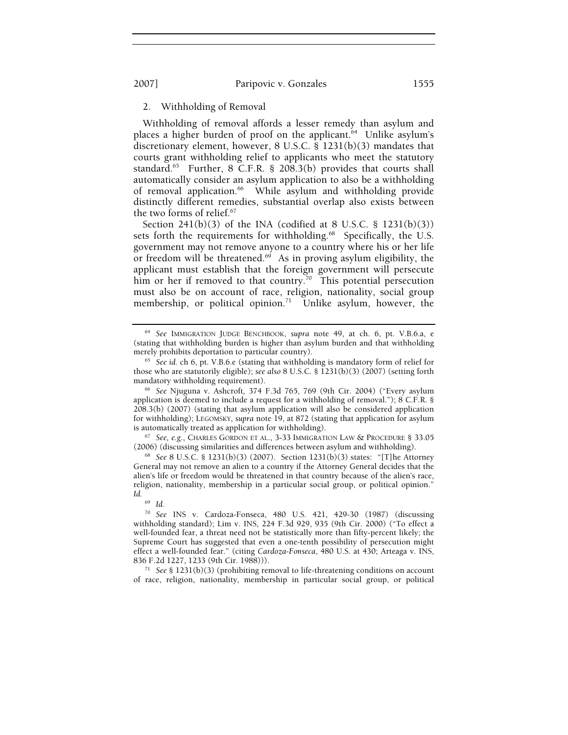### 2. Withholding of Removal

Withholding of removal affords a lesser remedy than asylum and places a higher burden of proof on the applicant.[64] Unlike asylum's discretionary element, however, 8 U.S.C. § 1231(b)(3) mandates that courts grant withholding relief to applicants who meet the statutory standard.[65] Further, 8 C.F.R. § 208.3(b) provides that courts shall automatically consider an asylum application to also be a withholding of removal application.[66] While asylum and withholding provide distinctly different remedies, substantial overlap also exists between the two forms of relief.[67]

Section 241(b)(3) of the INA (codified at 8 U.S.C. § 1231(b)(3)) sets forth the requirements for withholding.[68] Specifically, the U.S. government may not remove anyone to a country where his or her life or freedom will be threatened.[69] As in proving asylum eligibility, the applicant must establish that the foreign government will persecute him or her if removed to that country.[70] This potential persecution must also be on account of race, religion, nationality, social group membership, or political opinion.[71] Unlike asylum, however, the

---

[64] *See* IMMIGRATION JUDGE BENCHBOOK, *supra* note 49, at ch. 6, pt. V.B.6.a, e (stating that withholding burden is higher than asylum burden and that withholding merely prohibits deportation to particular country).

[65] *See id.* ch 6, pt. V.B.6.e (stating that withholding is mandatory form of relief for those who are statutorily eligible); *see also* 8 U.S.C. § 1231(b)(3) (2007) (setting forth mandatory withholding requirement).

[66] *See* Njuguna v. Ashcroft*,* 374 F.3d 765, 769 (9th Cir. 2004) ("Every asylum application is deemed to include a request for a withholding of removal."); 8 C.F.R. § 208.3(b) (2007) (stating that asylum application will also be considered application for withholding); LEGOMSKY, *supra* note 19, at 872 (stating that application for asylum is automatically treated as application for withholding).

[67] *See, e.g.*, CHARLES GORDON ET AL., 3-33 IMMIGRATION LAW & PROCEDURE § 33.05 (2006) (discussing similarities and differences between asylum and withholding).

[68] *See* 8 U.S.C. § 1231(b)(3) (2007). Section 1231(b)(3) states: "[T]he Attorney General may not remove an alien to a country if the Attorney General decides that the alien's life or freedom would be threatened in that country because of the alien's race, religion, nationality, membership in a particular social group, or political opinion." *Id.*

[69] *Id.*

[70] *See* INS v. Cardoza-Fonseca, 480 U.S. 421, 429-30 (1987) (discussing withholding standard); Lim v. INS, 224 F.3d 929, 935 (9th Cir. 2000) ("To effect a well-founded fear, a threat need not be statistically more than fifty-percent likely; the Supreme Court has suggested that even a one-tenth possibility of persecution might effect a well-founded fear." (citing *Cardoza-Fonseca*, 480 U.S. at 430; Arteaga v. INS, 836 F.2d 1227, 1233 (9th Cir. 1988))).

[71] *See* § 1231(b)(3) (prohibiting removal to life-threatening conditions on account of race, religion, nationality, membership in particular social group, or political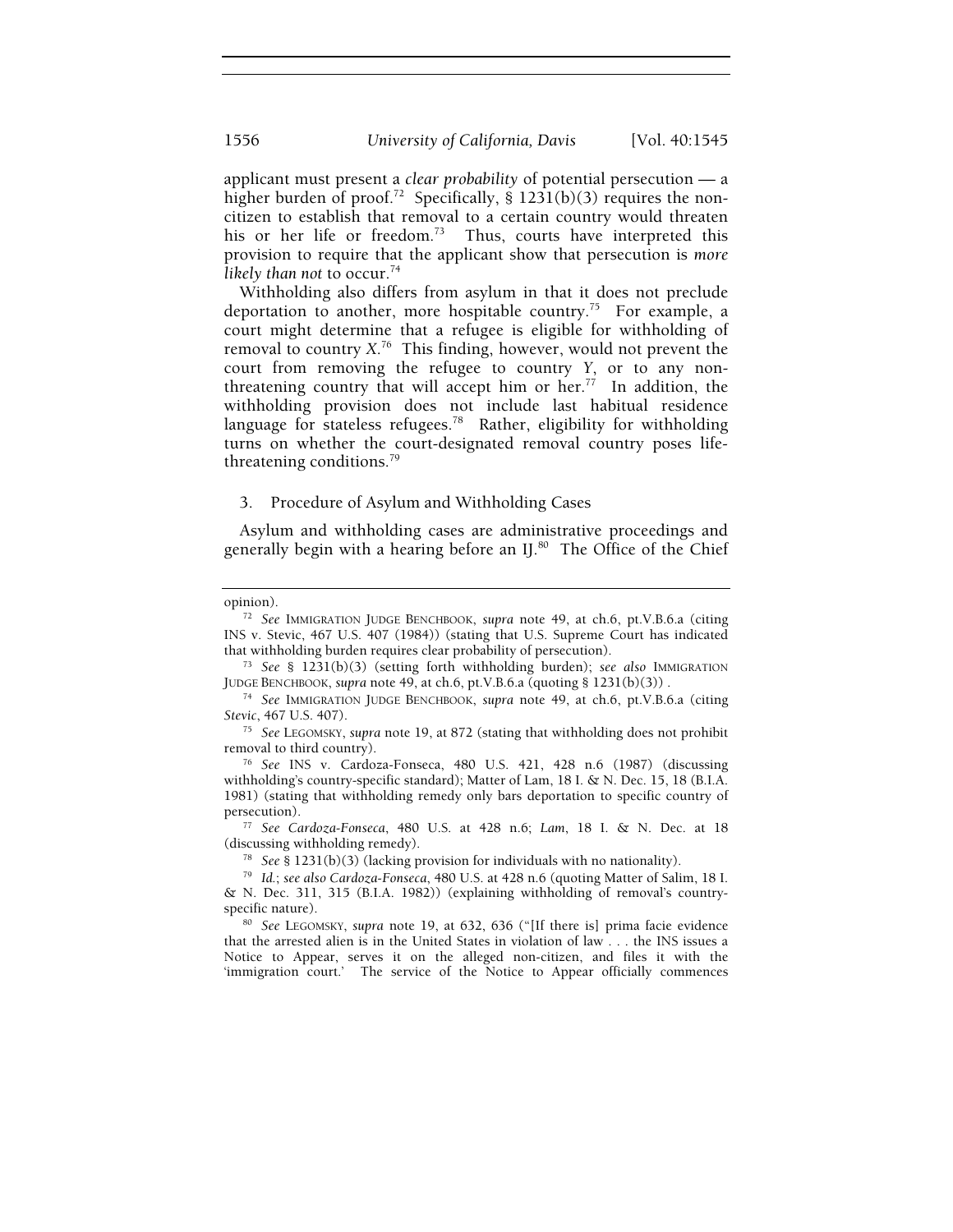applicant must present a *clear probability* of potential persecution — a higher burden of proof.[72] Specifically, § 1231(b)(3) requires the non-citizen to establish that removal to a certain country would threaten his or her life or freedom.[73] Thus, courts have interpreted this provision to require that the applicant show that persecution is *more likely than not* to occur.[74]

Withholding also differs from asylum in that it does not preclude deportation to another, more hospitable country.[75] For example, a court might determine that a refugee is eligible for withholding of removal to country *X*.[76] This finding, however, would not prevent the court from removing the refugee to country *Y*, or to any non-threatening country that will accept him or her.[77] In addition, the withholding provision does not include last habitual residence language for stateless refugees.[78] Rather, eligibility for withholding turns on whether the court-designated removal country poses life-threatening conditions.[79]

### 3. Procedure of Asylum and Withholding Cases

Asylum and withholding cases are administrative proceedings and generally begin with a hearing before an IJ.[80] The Office of the Chief

---

opinion).

[72] *See* IMMIGRATION JUDGE BENCHBOOK, *supra* note 49, at ch.6, pt.V.B.6.a (citing INS v. Stevic, 467 U.S. 407 (1984)) (stating that U.S. Supreme Court has indicated that withholding burden requires clear probability of persecution).

[73] *See* § 1231(b)(3) (setting forth withholding burden); *see also* IMMIGRATION JUDGE BENCHBOOK, *supra* note 49, at ch.6, pt.V.B.6.a (quoting § 1231(b)(3)) .

[74] *See* IMMIGRATION JUDGE BENCHBOOK, *supra* note 49, at ch.6, pt.V.B.6.a (citing *Stevic*, 467 U.S. 407).

[75] *See* LEGOMSKY, *supra* note 19, at 872 (stating that withholding does not prohibit removal to third country).

[76] *See* INS v. Cardoza-Fonseca, 480 U.S. 421, 428 n.6 (1987) (discussing withholding's country-specific standard); Matter of Lam, 18 I. & N. Dec. 15, 18 (B.I.A. 1981) (stating that withholding remedy only bars deportation to specific country of persecution).

[77] *See Cardoza-Fonseca*, 480 U.S. at 428 n.6; *Lam*, 18 I. & N. Dec. at 18 (discussing withholding remedy).

[78] *See* § 1231(b)(3) (lacking provision for individuals with no nationality).

[79] *Id.*; *see also Cardoza-Fonseca*, 480 U.S. at 428 n.6 (quoting Matter of Salim, 18 I. & N. Dec. 311, 315 (B.I.A. 1982)) (explaining withholding of removal's country-specific nature).

[80] *See* LEGOMSKY, *supra* note 19, at 632, 636 ("[If there is] prima facie evidence that the arrested alien is in the United States in violation of law . . . the INS issues a Notice to Appear, serves it on the alleged non-citizen, and files it with the 'immigration court.' The service of the Notice to Appear officially commences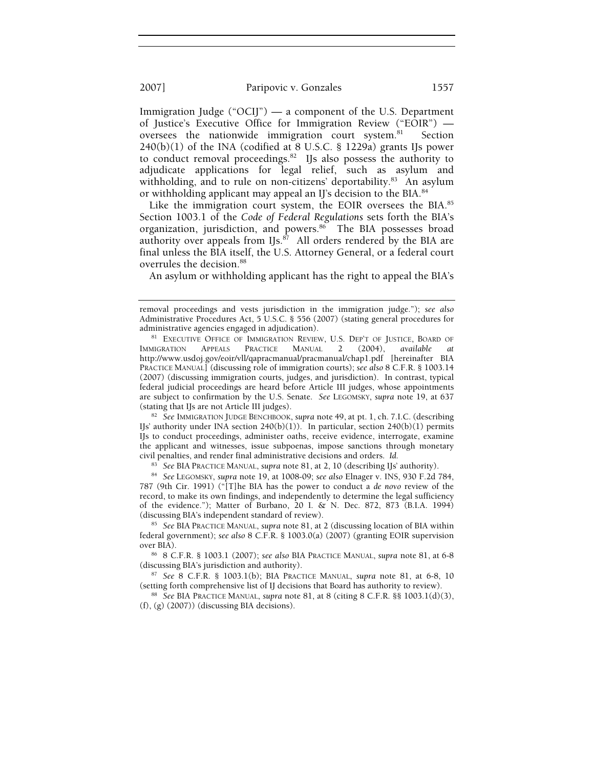Immigration Judge ("OCIJ") — a component of the U.S. Department of Justice's Executive Office for Immigration Review ("EOIR") — oversees the nationwide immigration court system.[81] Section 240(b)(1) of the INA (codified at 8 U.S.C. § 1229a) grants IJs power to conduct removal proceedings.[82] IJs also possess the authority to adjudicate applications for legal relief, such as asylum and withholding, and to rule on non-citizens' deportability.[83] An asylum or withholding applicant may appeal an IJ's decision to the BIA.[84]

Like the immigration court system, the EOIR oversees the BIA.[85] Section 1003.1 of the *Code of Federal Regulations* sets forth the BIA's organization, jurisdiction, and powers.[86] The BIA possesses broad authority over appeals from IJs.[87] All orders rendered by the BIA are final unless the BIA itself, the U.S. Attorney General, or a federal court overrules the decision.[88]

An asylum or withholding applicant has the right to appeal the BIA's

---

removal proceedings and vests jurisdiction in the immigration judge."); *see also* Administrative Procedures Act, 5 U.S.C. § 556 (2007) (stating general procedures for administrative agencies engaged in adjudication).

[81] EXECUTIVE OFFICE OF IMMIGRATION REVIEW, U.S. DEP'T OF JUSTICE, BOARD OF IMMIGRATION APPEALS PRACTICE MANUAL 2 (2004), *available at* http://www.usdoj.gov/eoir/vll/qapracmanual/pracmanual/chap1.pdf [hereinafter BIA PRACTICE MANUAL] (discussing role of immigration courts); *see also* 8 C.F.R. § 1003.14 (2007) (discussing immigration courts, judges, and jurisdiction). In contrast, typical federal judicial proceedings are heard before Article III judges, whose appointments are subject to confirmation by the U.S. Senate. *See* LEGOMSKY, *supra* note 19, at 637 (stating that IJs are not Article III judges).

[82] *See* IMMIGRATION JUDGE BENCHBOOK, *supra* note 49, at pt. 1, ch. 7.I.C. (describing IJs' authority under INA section 240(b)(1)). In particular, section 240(b)(1) permits IJs to conduct proceedings, administer oaths, receive evidence, interrogate, examine the applicant and witnesses, issue subpoenas, impose sanctions through monetary civil penalties, and render final administrative decisions and orders. *Id.*

[83] *See* BIA PRACTICE MANUAL, *supra* note 81, at 2, 10 (describing IJs' authority).

[84] *See* LEGOMSKY, *supra* note 19, at 1008-09; *see also* Elnager v. INS, 930 F.2d 784, 787 (9th Cir. 1991) ("[T]he BIA has the power to conduct a *de novo* review of the record, to make its own findings, and independently to determine the legal sufficiency of the evidence."); Matter of Burbano, 20 I. & N. Dec. 872, 873 (B.I.A. 1994) (discussing BIA's independent standard of review).

[85] *See* BIA PRACTICE MANUAL, *supra* note 81, at 2 (discussing location of BIA within federal government); *see also* 8 C.F.R. § 1003.0(a) (2007) (granting EOIR supervision over BIA).

[86] 8 C.F.R. § 1003.1 (2007); *see also* BIA PRACTICE MANUAL, *supra* note 81, at 6-8 (discussing BIA's jurisdiction and authority).

[87] *See* 8 C.F.R. § 1003.1(b); BIA PRACTICE MANUAL, *supra* note 81, at 6-8, 10 (setting forth comprehensive list of IJ decisions that Board has authority to review).

[88] *See* BIA PRACTICE MANUAL, *supra* note 81, at 8 (citing 8 C.F.R. §§ 1003.1(d)(3), (f), (g) (2007)) (discussing BIA decisions).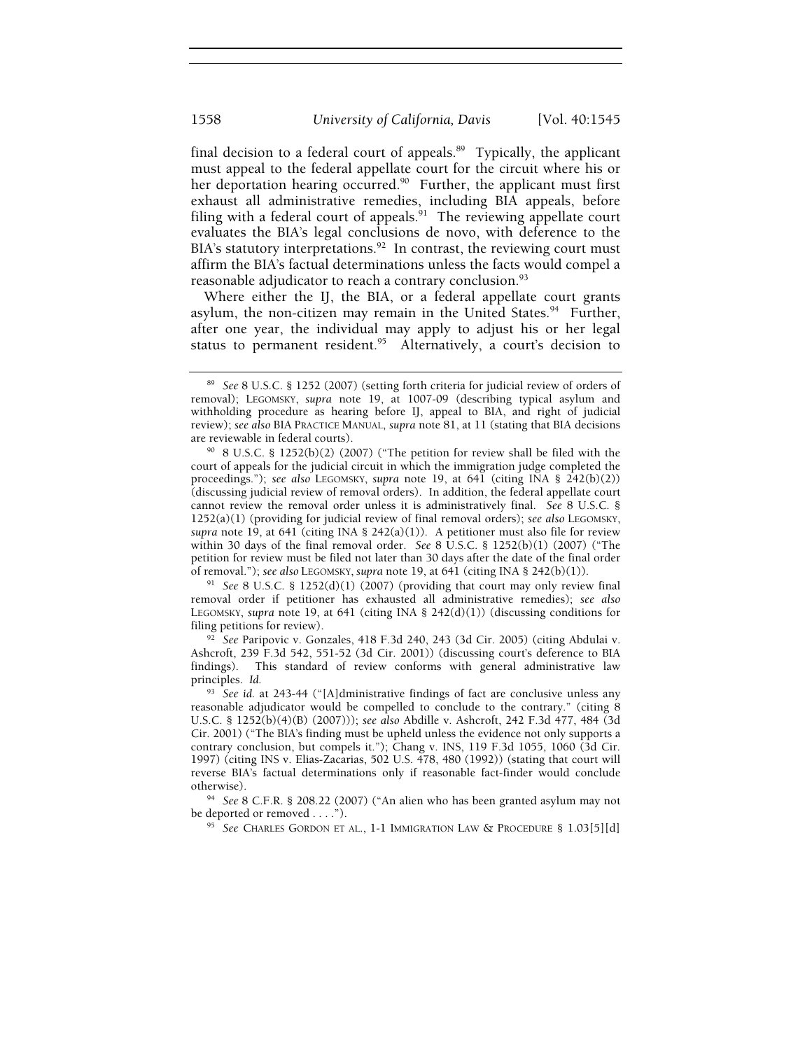final decision to a federal court of appeals.[89] Typically, the applicant must appeal to the federal appellate court for the circuit where his or her deportation hearing occurred.[90] Further, the applicant must first exhaust all administrative remedies, including BIA appeals, before filing with a federal court of appeals.[91] The reviewing appellate court evaluates the BIA's legal conclusions de novo, with deference to the BIA's statutory interpretations.[92] In contrast, the reviewing court must affirm the BIA's factual determinations unless the facts would compel a reasonable adjudicator to reach a contrary conclusion.[93]

Where either the IJ, the BIA, or a federal appellate court grants asylum, the non-citizen may remain in the United States.[94] Further, after one year, the individual may apply to adjust his or her legal status to permanent resident.[95] Alternatively, a court's decision to

---

[89] *See* 8 U.S.C. § 1252 (2007) (setting forth criteria for judicial review of orders of removal); LEGOMSKY, *supra* note 19, at 1007-09 (describing typical asylum and withholding procedure as hearing before IJ, appeal to BIA, and right of judicial review); *see also* BIA PRACTICE MANUAL, *supra* note 81, at 11 (stating that BIA decisions are reviewable in federal courts).

[90] 8 U.S.C. § 1252(b)(2) (2007) ("The petition for review shall be filed with the court of appeals for the judicial circuit in which the immigration judge completed the proceedings."); *see also* LEGOMSKY, *supra* note 19, at 641 (citing INA § 242(b)(2)) (discussing judicial review of removal orders). In addition, the federal appellate court cannot review the removal order unless it is administratively final. *See* 8 U.S.C. § 1252(a)(1) (providing for judicial review of final removal orders); *see also* LEGOMSKY, *supra* note 19, at 641 (citing INA § 242(a)(1)). A petitioner must also file for review within 30 days of the final removal order. *See* 8 U.S.C. § 1252(b)(1) (2007) ("The petition for review must be filed not later than 30 days after the date of the final order of removal."); *see also* LEGOMSKY, *supra* note 19, at 641 (citing INA § 242(b)(1)).

[91] *See* 8 U.S.C. § 1252(d)(1) (2007) (providing that court may only review final removal order if petitioner has exhausted all administrative remedies); *see also* LEGOMSKY, *supra* note 19, at 641 (citing INA § 242(d)(1)) (discussing conditions for filing petitions for review).

[92] *See* Paripovic v. Gonzales, 418 F.3d 240, 243 (3d Cir. 2005) (citing Abdulai v. Ashcroft, 239 F.3d 542, 551-52 (3d Cir. 2001)) (discussing court's deference to BIA findings). This standard of review conforms with general administrative law principles. *Id.*

[93] *See id.* at 243-44 ("[A]dministrative findings of fact are conclusive unless any reasonable adjudicator would be compelled to conclude to the contrary." (citing 8 U.S.C. § 1252(b)(4)(B) (2007))); *see also* Abdille v. Ashcroft, 242 F.3d 477, 484 (3d Cir. 2001) ("The BIA's finding must be upheld unless the evidence not only supports a contrary conclusion, but compels it."); Chang v. INS, 119 F.3d 1055, 1060 (3d Cir. 1997) (citing INS v. Elias-Zacarias, 502 U.S. 478, 480 (1992)) (stating that court will reverse BIA's factual determinations only if reasonable fact-finder would conclude otherwise).

[94] *See* 8 C.F.R. § 208.22 (2007) ("An alien who has been granted asylum may not be deported or removed . . . .").

[95] *See* CHARLES GORDON ET AL., 1-1 IMMIGRATION LAW & PROCEDURE § 1.03[5][d]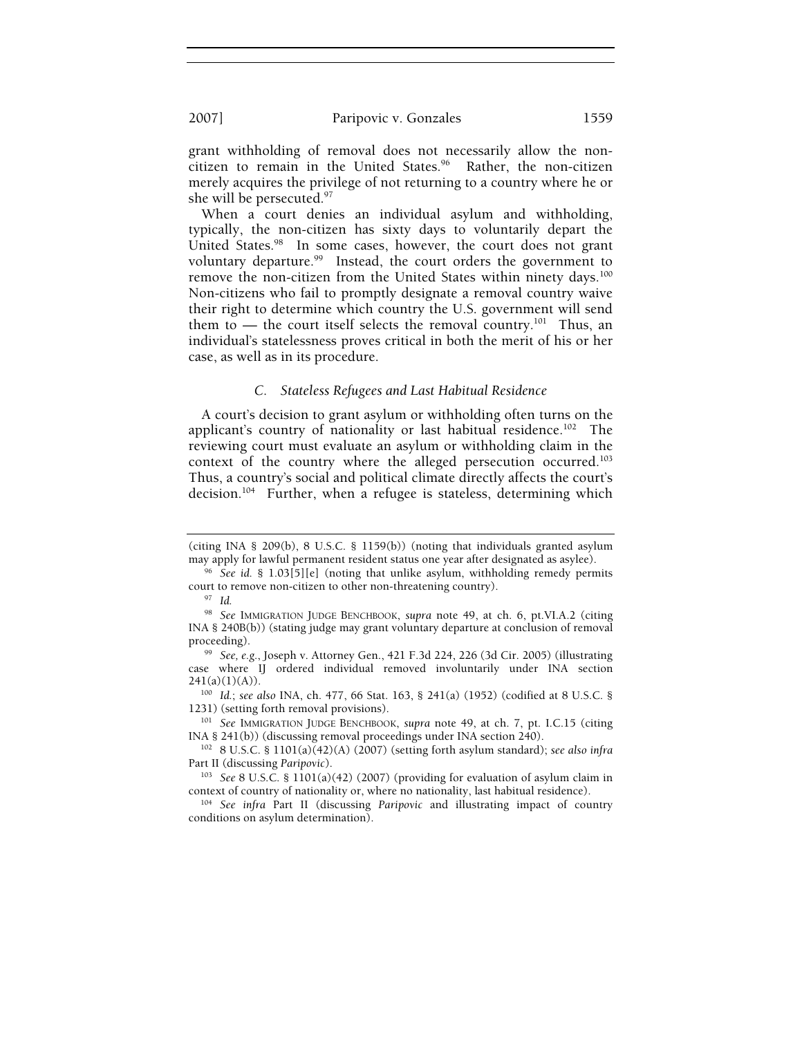grant withholding of removal does not necessarily allow the non-citizen to remain in the United States.[96] Rather, the non-citizen merely acquires the privilege of not returning to a country where he or she will be persecuted.[97]

When a court denies an individual asylum and withholding, typically, the non-citizen has sixty days to voluntarily depart the United States.[98] In some cases, however, the court does not grant voluntary departure.[99] Instead, the court orders the government to remove the non-citizen from the United States within ninety days.[100] Non-citizens who fail to promptly designate a removal country waive their right to determine which country the U.S. government will send them to — the court itself selects the removal country.[101] Thus, an individual's statelessness proves critical in both the merit of his or her case, as well as in its procedure.

### *C. Stateless Refugees and Last Habitual Residence*

A court's decision to grant asylum or withholding often turns on the applicant's country of nationality or last habitual residence.[102] The reviewing court must evaluate an asylum or withholding claim in the context of the country where the alleged persecution occurred.[103] Thus, a country's social and political climate directly affects the court's decision.[104] Further, when a refugee is stateless, determining which

---

(citing INA § 209(b), 8 U.S.C. § 1159(b)) (noting that individuals granted asylum may apply for lawful permanent resident status one year after designated as asylee).

[96] *See id.* § 1.03[5][e] (noting that unlike asylum, withholding remedy permits court to remove non-citizen to other non-threatening country).

[97] *Id.*

[98] *See* IMMIGRATION JUDGE BENCHBOOK, *supra* note 49, at ch. 6, pt.VI.A.2 (citing INA § 240B(b)) (stating judge may grant voluntary departure at conclusion of removal proceeding).

[99] *See, e.g.*, Joseph v. Attorney Gen., 421 F.3d 224, 226 (3d Cir. 2005) (illustrating case where IJ ordered individual removed involuntarily under INA section 241(a)(1)(A)).

[100] *Id.*; *see also* INA, ch. 477, 66 Stat. 163, § 241(a) (1952) (codified at 8 U.S.C. § 1231) (setting forth removal provisions).

[101] *See* IMMIGRATION JUDGE BENCHBOOK, *supra* note 49, at ch. 7, pt. I.C.15 (citing INA § 241(b)) (discussing removal proceedings under INA section 240).

[102] 8 U.S.C. § 1101(a)(42)(A) (2007) (setting forth asylum standard); *see also infra* Part II (discussing *Paripovic*).

[103] *See* 8 U.S.C. § 1101(a)(42) (2007) (providing for evaluation of asylum claim in context of country of nationality or, where no nationality, last habitual residence).

[104] *See infra* Part II (discussing *Paripovic* and illustrating impact of country conditions on asylum determination).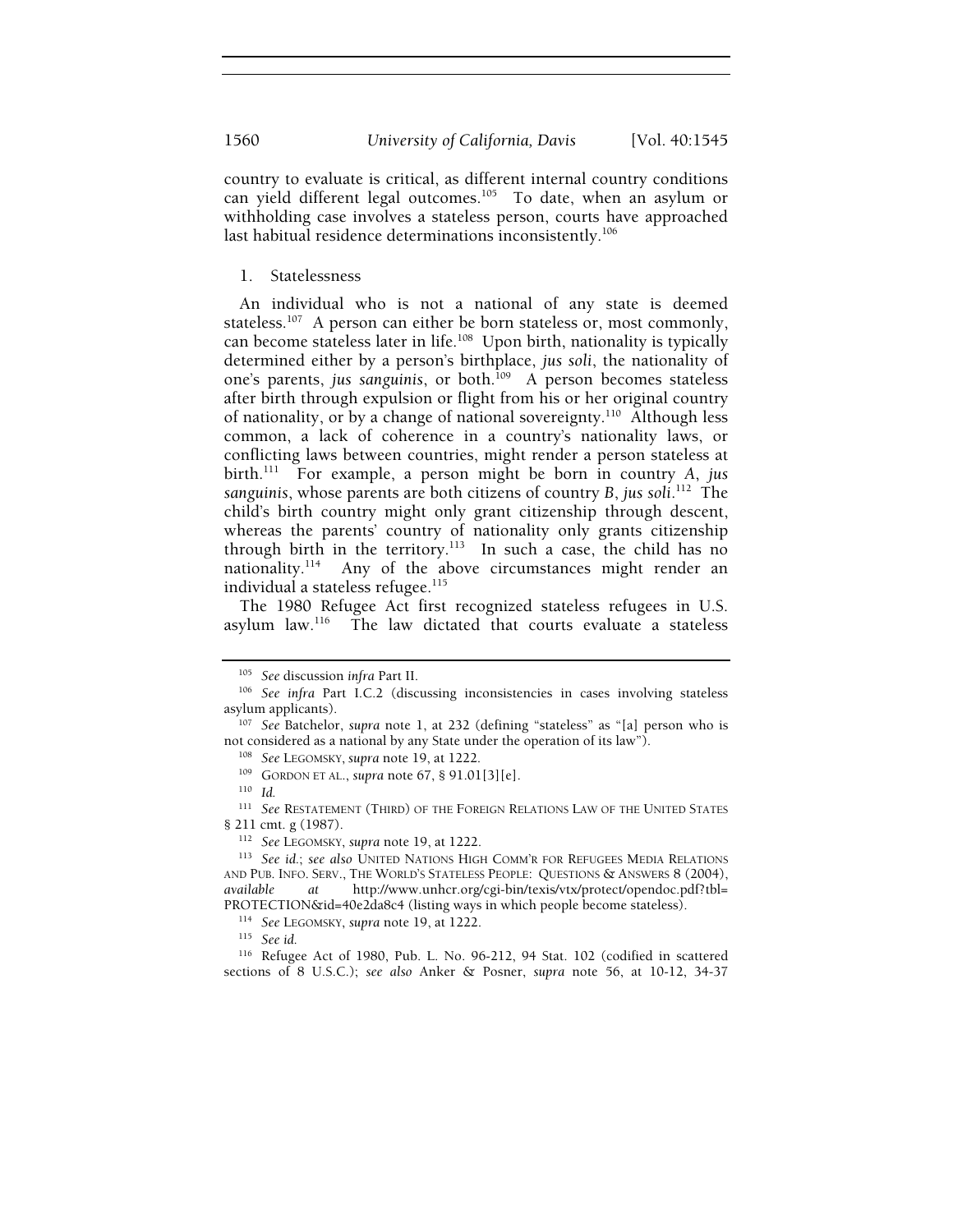country to evaluate is critical, as different internal country conditions can yield different legal outcomes.[105] To date, when an asylum or withholding case involves a stateless person, courts have approached last habitual residence determinations inconsistently.[106]

### 1. Statelessness

An individual who is not a national of any state is deemed stateless.[107] A person can either be born stateless or, most commonly, can become stateless later in life.[108] Upon birth, nationality is typically determined either by a person's birthplace, *jus soli*, the nationality of one's parents, *jus sanguinis*, or both.[109] A person becomes stateless after birth through expulsion or flight from his or her original country of nationality, or by a change of national sovereignty.[110] Although less common, a lack of coherence in a country's nationality laws, or conflicting laws between countries, might render a person stateless at birth.[111] For example, a person might be born in country *A*, *jus sanguinis*, whose parents are both citizens of country *B*, *jus soli*.[112] The child's birth country might only grant citizenship through descent, whereas the parents' country of nationality only grants citizenship through birth in the territory.[113] In such a case, the child has no nationality.[114] Any of the above circumstances might render an individual a stateless refugee.[115]

The 1980 Refugee Act first recognized stateless refugees in U.S. asylum law.[116] The law dictated that courts evaluate a stateless

---

[105] *See* discussion *infra* Part II.

[106] *See infra* Part I.C.2 (discussing inconsistencies in cases involving stateless asylum applicants).

[107] *See* Batchelor, *supra* note 1, at 232 (defining "stateless" as "[a] person who is not considered as a national by any State under the operation of its law").

[108] *See* LEGOMSKY, *supra* note 19, at 1222.

[109] GORDON ET AL., *supra* note 67, § 91.01[3][e].

[110] *Id.*

[111] *See* RESTATEMENT (THIRD) OF THE FOREIGN RELATIONS LAW OF THE UNITED STATES § 211 cmt. g (1987).

[112] *See* LEGOMSKY, *supra* note 19, at 1222.

[113] *See id.*; *see also* UNITED NATIONS HIGH COMM'R FOR REFUGEES MEDIA RELATIONS AND PUB. INFO. SERV., THE WORLD'S STATELESS PEOPLE: QUESTIONS & ANSWERS 8 (2004), *available at* http://www.unhcr.org/cgi-bin/texis/vtx/protect/opendoc.pdf?tbl=PROTECTION&id=40e2da8c4 (listing ways in which people become stateless).

[114] *See* LEGOMSKY, *supra* note 19, at 1222.

[115] *See id.*

[116] Refugee Act of 1980, Pub. L. No. 96-212, 94 Stat. 102 (codified in scattered sections of 8 U.S.C.); *see also* Anker & Posner, *supra* note 56, at 10-12, 34-37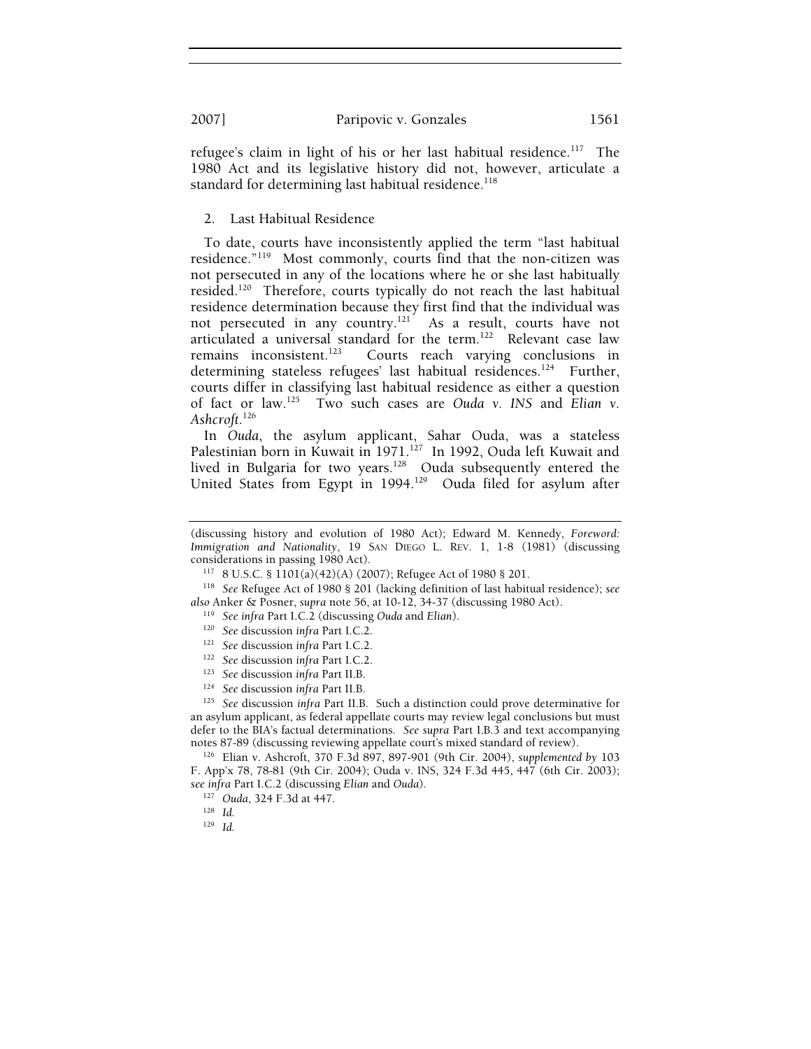refugee's claim in light of his or her last habitual residence.[117] The 1980 Act and its legislative history did not, however, articulate a standard for determining last habitual residence.[118]

### 2. Last Habitual Residence

To date, courts have inconsistently applied the term "last habitual residence."[119] Most commonly, courts find that the non-citizen was not persecuted in any of the locations where he or she last habitually resided.[120] Therefore, courts typically do not reach the last habitual residence determination because they first find that the individual was not persecuted in any country.[121] As a result, courts have not articulated a universal standard for the term.[122] Relevant case law remains inconsistent.[123] Courts reach varying conclusions in determining stateless refugees' last habitual residences.[124] Further, courts differ in classifying last habitual residence as either a question of fact or law.[125] Two such cases are *Ouda v. INS* and *Elian v. Ashcroft*.[126]

In *Ouda*, the asylum applicant, Sahar Ouda, was a stateless Palestinian born in Kuwait in 1971.[127] In 1992, Ouda left Kuwait and lived in Bulgaria for two years.[128] Ouda subsequently entered the United States from Egypt in 1994.[129] Ouda filed for asylum after

---

(discussing history and evolution of 1980 Act); Edward M. Kennedy, *Foreword: Immigration and Nationality*, 19 SAN DIEGO L. REV. 1, 1-8 (1981) (discussing considerations in passing 1980 Act).

[117] 8 U.S.C. § 1101(a)(42)(A) (2007); Refugee Act of 1980 § 201.

[118] *See* Refugee Act of 1980 § 201 (lacking definition of last habitual residence); *see also* Anker & Posner, *supra* note 56, at 10-12, 34-37 (discussing 1980 Act).

[119] *See infra* Part I.C.2 (discussing *Ouda* and *Elian*).

[120] *See* discussion *infra* Part I.C.2.

[121] *See* discussion *infra* Part I.C.2.

[122] *See* discussion *infra* Part I.C.2.

[123] *See* discussion *infra* Part II.B.

[124] *See* discussion *infra* Part II.B.

[125] *See* discussion *infra* Part II.B. Such a distinction could prove determinative for an asylum applicant, as federal appellate courts may review legal conclusions but must defer to the BIA's factual determinations. *See supra* Part I.B.3 and text accompanying notes 87-89 (discussing reviewing appellate court's mixed standard of review).

[126] Elian v. Ashcroft, 370 F.3d 897, 897-901 (9th Cir. 2004), *supplemented by* 103 F. App'x 78, 78-81 (9th Cir. 2004); Ouda v. INS, 324 F.3d 445, 447 (6th Cir. 2003); *see infra* Part I.C.2 (discussing *Elian* and *Ouda*).

[127] *Ouda*, 324 F.3d at 447.

[128] *Id.*

[129] *Id.*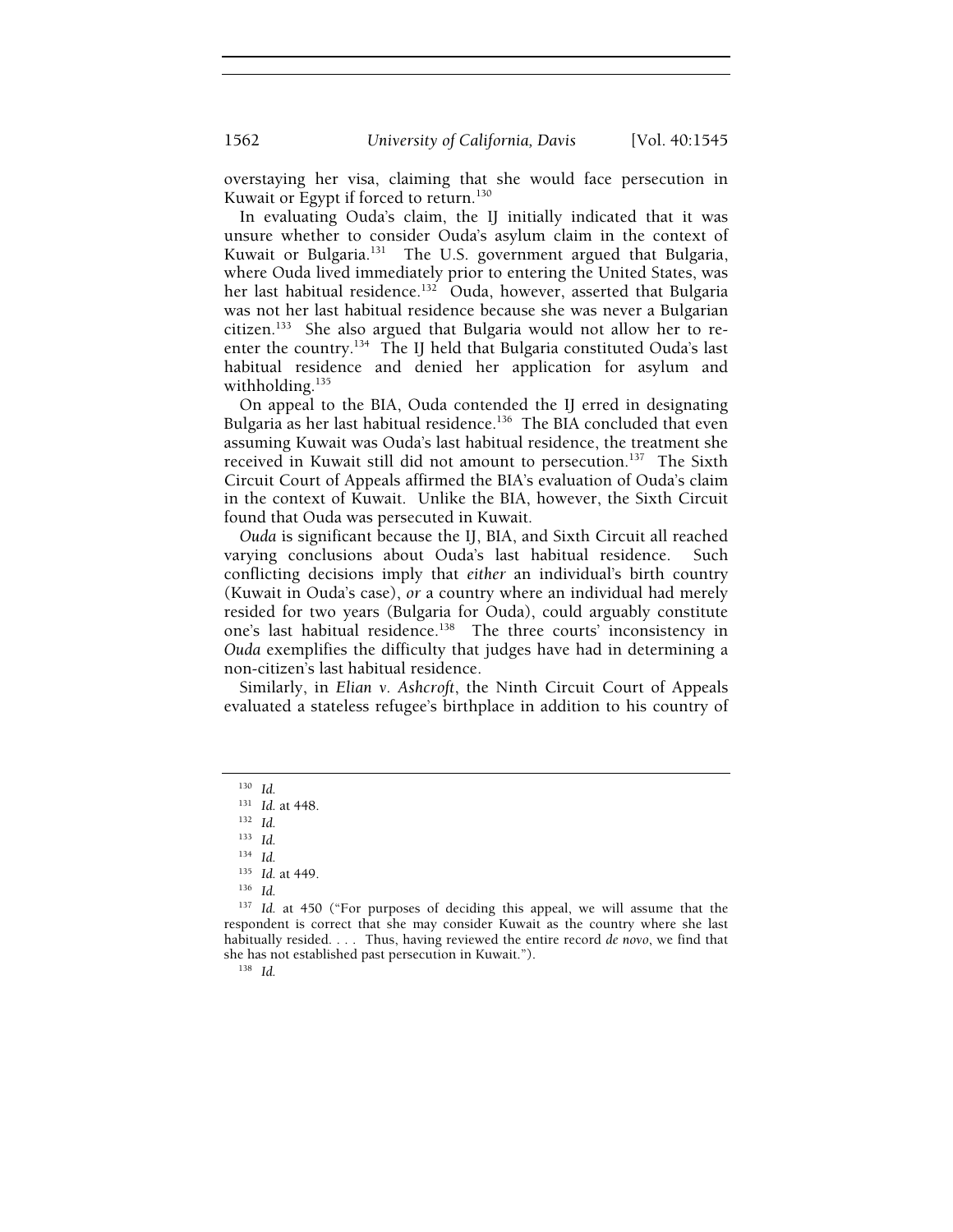overstaying her visa, claiming that she would face persecution in Kuwait or Egypt if forced to return.[130]

In evaluating Ouda's claim, the IJ initially indicated that it was unsure whether to consider Ouda's asylum claim in the context of Kuwait or Bulgaria.[131] The U.S. government argued that Bulgaria, where Ouda lived immediately prior to entering the United States, was her last habitual residence.[132] Ouda, however, asserted that Bulgaria was not her last habitual residence because she was never a Bulgarian citizen.[133] She also argued that Bulgaria would not allow her to re-enter the country.[134] The IJ held that Bulgaria constituted Ouda's last habitual residence and denied her application for asylum and withholding.[135]

On appeal to the BIA, Ouda contended the IJ erred in designating Bulgaria as her last habitual residence.[136] The BIA concluded that even assuming Kuwait was Ouda's last habitual residence, the treatment she received in Kuwait still did not amount to persecution.[137] The Sixth Circuit Court of Appeals affirmed the BIA's evaluation of Ouda's claim in the context of Kuwait. Unlike the BIA, however, the Sixth Circuit found that Ouda was persecuted in Kuwait.

*Ouda* is significant because the IJ, BIA, and Sixth Circuit all reached varying conclusions about Ouda's last habitual residence. Such conflicting decisions imply that *either* an individual's birth country (Kuwait in Ouda's case), *or* a country where an individual had merely resided for two years (Bulgaria for Ouda), could arguably constitute one's last habitual residence.[138] The three courts' inconsistency in *Ouda* exemplifies the difficulty that judges have had in determining a non-citizen's last habitual residence.

Similarly, in *Elian v. Ashcroft*, the Ninth Circuit Court of Appeals evaluated a stateless refugee's birthplace in addition to his country of

---

[130] *Id.*

[131] *Id.* at 448.

[132] *Id.*

[133] *Id.*

[134] *Id.*

[135] *Id.* at 449.

[136] *Id.*

[137] *Id.* at 450 ("For purposes of deciding this appeal, we will assume that the respondent is correct that she may consider Kuwait as the country where she last habitually resided. . . . Thus, having reviewed the entire record *de novo*, we find that she has not established past persecution in Kuwait.").

[138] *Id.*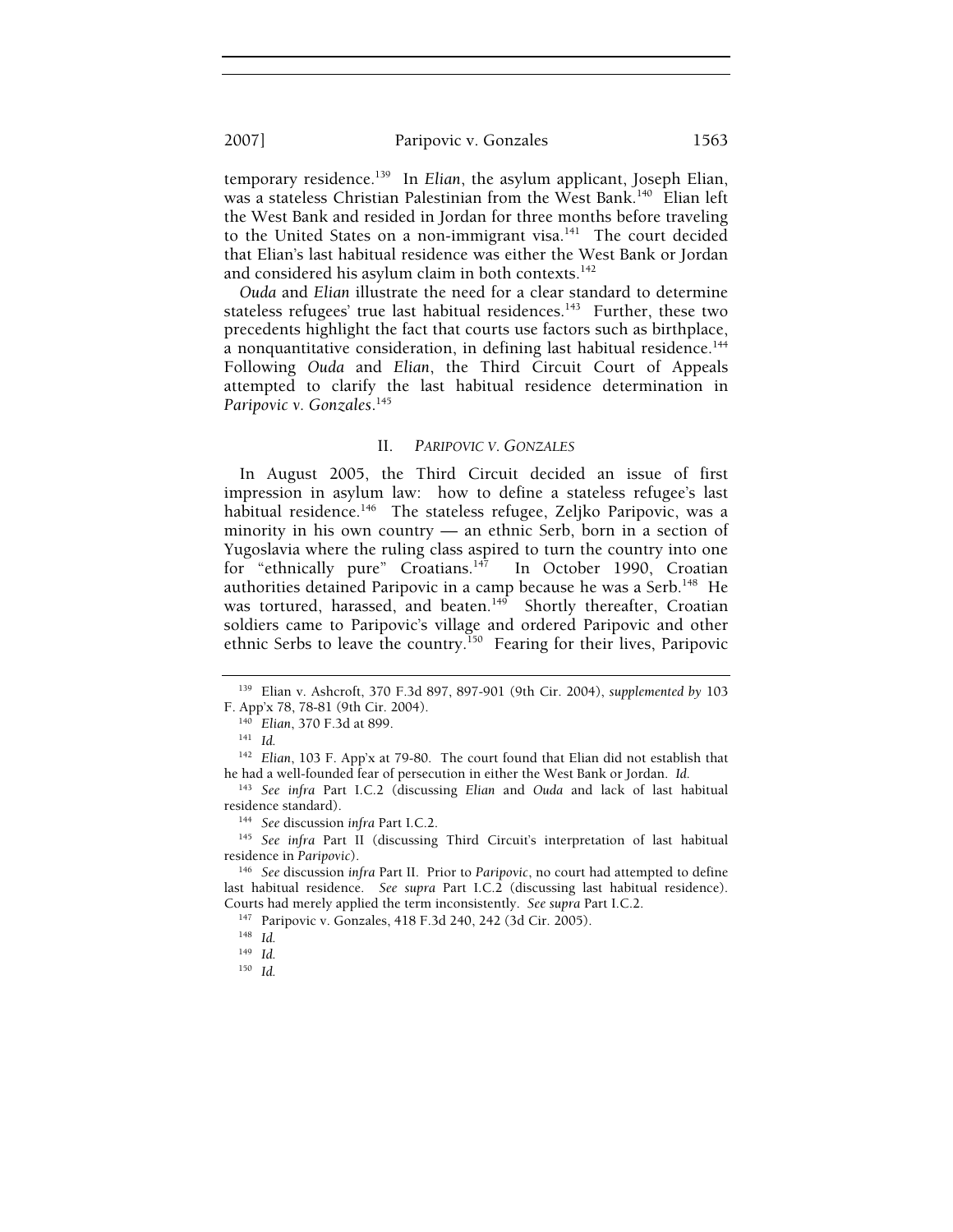temporary residence.[139] In *Elian*, the asylum applicant, Joseph Elian, was a stateless Christian Palestinian from the West Bank.[140] Elian left the West Bank and resided in Jordan for three months before traveling to the United States on a non-immigrant visa.[141] The court decided that Elian's last habitual residence was either the West Bank or Jordan and considered his asylum claim in both contexts.[142]

*Ouda* and *Elian* illustrate the need for a clear standard to determine stateless refugees' true last habitual residences.[143] Further, these two precedents highlight the fact that courts use factors such as birthplace, a nonquantitative consideration, in defining last habitual residence.[144] Following *Ouda* and *Elian*, the Third Circuit Court of Appeals attempted to clarify the last habitual residence determination in *Paripovic v. Gonzales*.[145]

## II. *PARIPOVIC V. GONZALES*

In August 2005, the Third Circuit decided an issue of first impression in asylum law: how to define a stateless refugee's last habitual residence.[146] The stateless refugee, Zeljko Paripovic, was a minority in his own country — an ethnic Serb, born in a section of Yugoslavia where the ruling class aspired to turn the country into one for "ethnically pure" Croatians.[147] In October 1990, Croatian authorities detained Paripovic in a camp because he was a Serb.[148] He was tortured, harassed, and beaten.[149] Shortly thereafter, Croatian soldiers came to Paripovic's village and ordered Paripovic and other ethnic Serbs to leave the country.[150] Fearing for their lives, Paripovic

---

[139] Elian v. Ashcroft, 370 F.3d 897, 897-901 (9th Cir. 2004), *supplemented by* 103 F. App'x 78, 78-81 (9th Cir. 2004).

[140] *Elian*, 370 F.3d at 899.

[141] *Id.*

[142] *Elian*, 103 F. App'x at 79-80. The court found that Elian did not establish that he had a well-founded fear of persecution in either the West Bank or Jordan. *Id.*

[143] *See infra* Part I.C.2 (discussing *Elian* and *Ouda* and lack of last habitual residence standard).

[144] *See* discussion *infra* Part I.C.2.

[145] *See infra* Part II (discussing Third Circuit's interpretation of last habitual residence in *Paripovic*).

[146] *See* discussion *infra* Part II. Prior to *Paripovic*, no court had attempted to define last habitual residence. *See supra* Part I.C.2 (discussing last habitual residence). Courts had merely applied the term inconsistently. *See supra* Part I.C.2.

[147] Paripovic v. Gonzales, 418 F.3d 240, 242 (3d Cir. 2005).

[148] *Id.*

[149] *Id.*

[150] *Id.*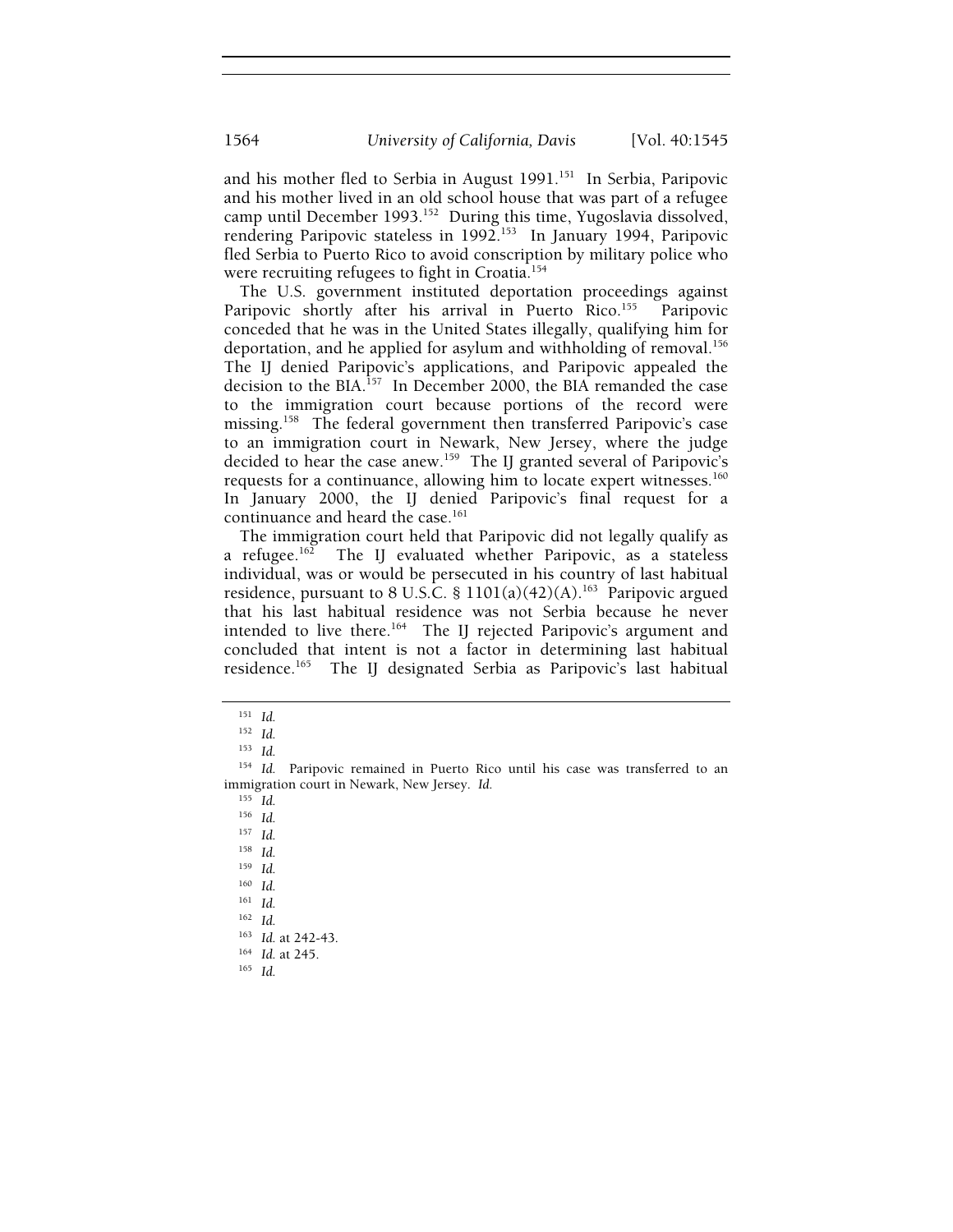and his mother fled to Serbia in August 1991.[151] In Serbia, Paripovic and his mother lived in an old school house that was part of a refugee camp until December 1993.[152] During this time, Yugoslavia dissolved, rendering Paripovic stateless in 1992.[153] In January 1994, Paripovic fled Serbia to Puerto Rico to avoid conscription by military police who were recruiting refugees to fight in Croatia.[154]

The U.S. government instituted deportation proceedings against Paripovic shortly after his arrival in Puerto Rico.[155] Paripovic conceded that he was in the United States illegally, qualifying him for deportation, and he applied for asylum and withholding of removal.[156] The IJ denied Paripovic's applications, and Paripovic appealed the decision to the BIA.[157] In December 2000, the BIA remanded the case to the immigration court because portions of the record were missing.[158] The federal government then transferred Paripovic's case to an immigration court in Newark, New Jersey, where the judge decided to hear the case anew.[159] The IJ granted several of Paripovic's requests for a continuance, allowing him to locate expert witnesses.[160] In January 2000, the IJ denied Paripovic's final request for a continuance and heard the case.[161]

The immigration court held that Paripovic did not legally qualify as a refugee.[162] The IJ evaluated whether Paripovic, as a stateless individual, was or would be persecuted in his country of last habitual residence, pursuant to 8 U.S.C. § 1101(a)(42)(A).[163] Paripovic argued that his last habitual residence was not Serbia because he never intended to live there.[164] The IJ rejected Paripovic's argument and concluded that intent is not a factor in determining last habitual residence.[165] The IJ designated Serbia as Paripovic's last habitual

---

[151] *Id.*

[152] *Id.*

[153] *Id.*

[154] *Id.* Paripovic remained in Puerto Rico until his case was transferred to an immigration court in Newark, New Jersey. *Id.*

[155] *Id.*

[156] *Id.*

[157] *Id.*

[158] *Id.*

[159] *Id.*

[160] *Id.*

[161] *Id.*

[162] *Id.*

[163] *Id.* at 242-43.

[164] *Id.* at 245.

[165] *Id.*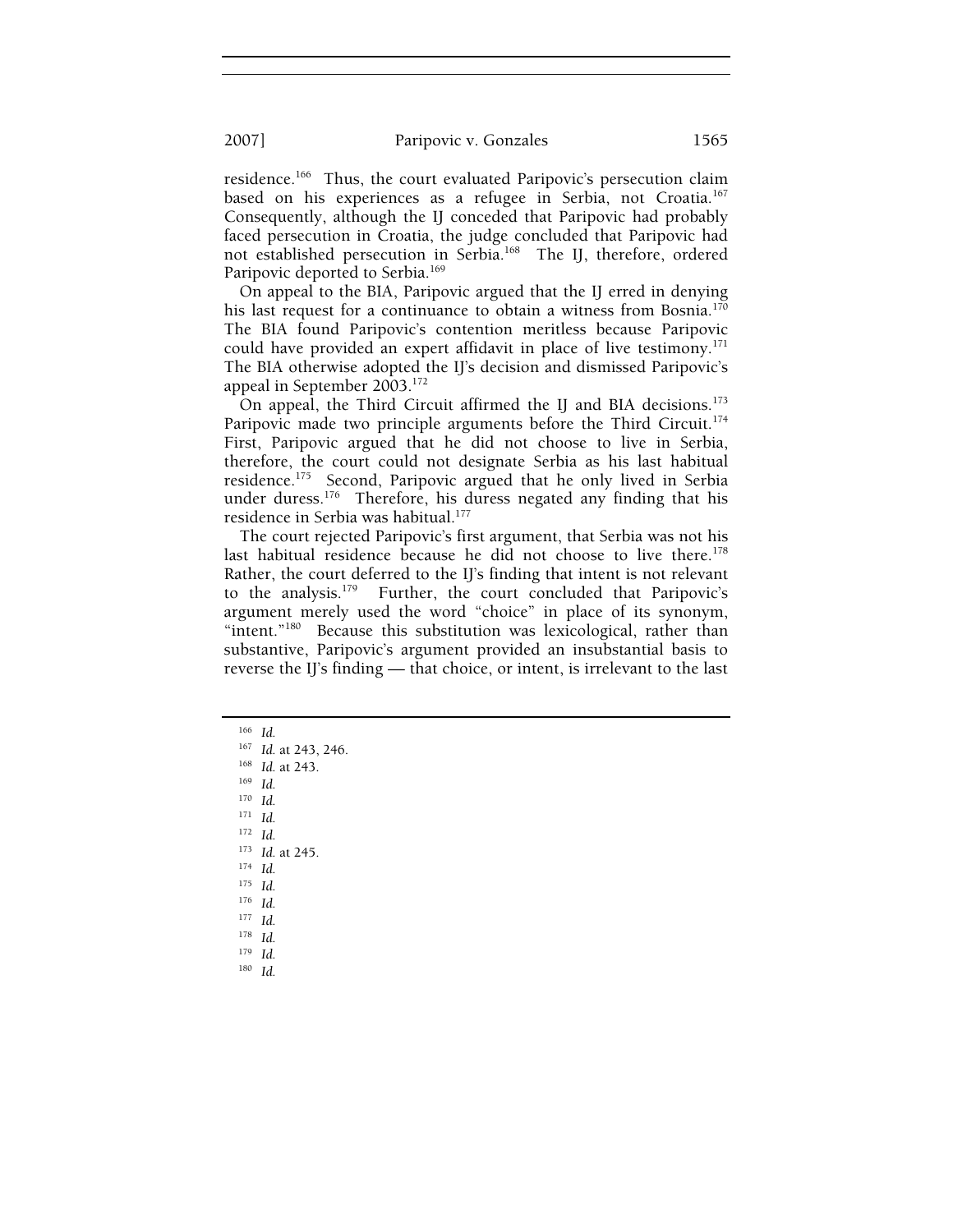residence.[166] Thus, the court evaluated Paripovic's persecution claim based on his experiences as a refugee in Serbia, not Croatia.[167] Consequently, although the IJ conceded that Paripovic had probably faced persecution in Croatia, the judge concluded that Paripovic had not established persecution in Serbia.[168] The IJ, therefore, ordered Paripovic deported to Serbia.[169]

On appeal to the BIA, Paripovic argued that the IJ erred in denying his last request for a continuance to obtain a witness from Bosnia.[170] The BIA found Paripovic's contention meritless because Paripovic could have provided an expert affidavit in place of live testimony.[171] The BIA otherwise adopted the IJ's decision and dismissed Paripovic's appeal in September 2003.[172]

On appeal, the Third Circuit affirmed the IJ and BIA decisions.[173] Paripovic made two principle arguments before the Third Circuit.[174] First, Paripovic argued that he did not choose to live in Serbia, therefore, the court could not designate Serbia as his last habitual residence.[175] Second, Paripovic argued that he only lived in Serbia under duress.[176] Therefore, his duress negated any finding that his residence in Serbia was habitual.[177]

The court rejected Paripovic's first argument, that Serbia was not his last habitual residence because he did not choose to live there.[178] Rather, the court deferred to the IJ's finding that intent is not relevant to the analysis.[179] Further, the court concluded that Paripovic's argument merely used the word "choice" in place of its synonym, "intent."[180] Because this substitution was lexicological, rather than substantive, Paripovic's argument provided an insubstantial basis to reverse the IJ's finding — that choice, or intent, is irrelevant to the last

---

[166] *Id.*
[167] *Id.* at 243, 246.
[168] *Id.* at 243.
[169] *Id.*
[170] *Id.*
[171] *Id.*
[172] *Id.*
[173] *Id.* at 245.
[174] *Id.*
[175] *Id.*
[176] *Id.*
[177] *Id.*
[178] *Id.*
[179] *Id.*
[180] *Id.*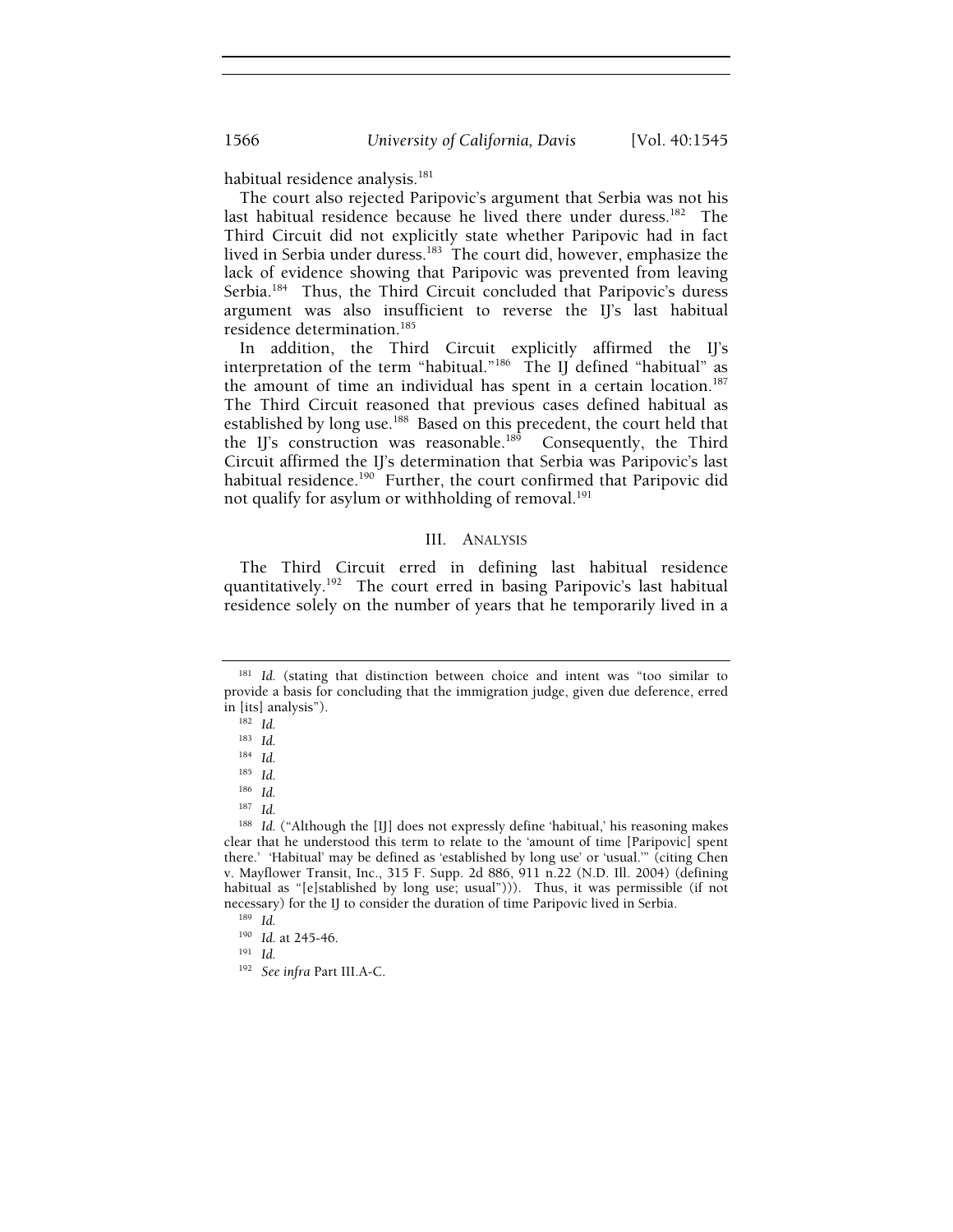habitual residence analysis.[181]

The court also rejected Paripovic's argument that Serbia was not his last habitual residence because he lived there under duress.[182] The Third Circuit did not explicitly state whether Paripovic had in fact lived in Serbia under duress.[183] The court did, however, emphasize the lack of evidence showing that Paripovic was prevented from leaving Serbia.[184] Thus, the Third Circuit concluded that Paripovic's duress argument was also insufficient to reverse the IJ's last habitual residence determination.[185]

In addition, the Third Circuit explicitly affirmed the IJ's interpretation of the term "habitual."[186] The IJ defined "habitual" as the amount of time an individual has spent in a certain location.[187] The Third Circuit reasoned that previous cases defined habitual as established by long use.[188] Based on this precedent, the court held that the IJ's construction was reasonable.[189] Consequently, the Third Circuit affirmed the IJ's determination that Serbia was Paripovic's last habitual residence.[190] Further, the court confirmed that Paripovic did not qualify for asylum or withholding of removal.[191]

## III. ANALYSIS

The Third Circuit erred in defining last habitual residence quantitatively.[192] The court erred in basing Paripovic's last habitual residence solely on the number of years that he temporarily lived in a

---

[181] *Id.* (stating that distinction between choice and intent was "too similar to provide a basis for concluding that the immigration judge, given due deference, erred in [its] analysis").

[182] *Id.*

[183] *Id.*

[184] *Id.*

[185] *Id.*

[186] *Id.*

[187] *Id.*

[188] *Id.* ("Although the [IJ] does not expressly define 'habitual,' his reasoning makes clear that he understood this term to relate to the 'amount of time [Paripovic] spent there.' 'Habitual' may be defined as 'established by long use' or 'usual.'" (citing Chen v. Mayflower Transit, Inc., 315 F. Supp. 2d 886, 911 n.22 (N.D. Ill. 2004) (defining habitual as "[e]stablished by long use; usual"))). Thus, it was permissible (if not necessary) for the IJ to consider the duration of time Paripovic lived in Serbia.

[189] *Id.*

[190] *Id.* at 245-46.

[191] *Id.*

[192] *See infra* Part III.A-C.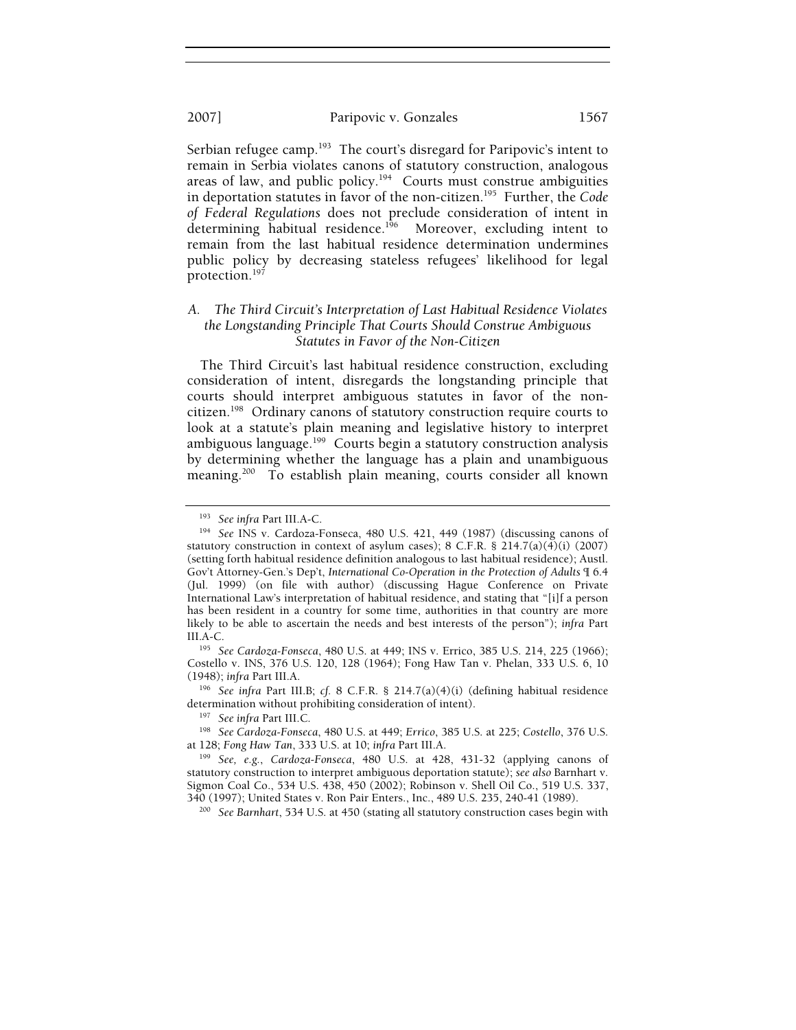Serbian refugee camp.[193] The court's disregard for Paripovic's intent to remain in Serbia violates canons of statutory construction, analogous areas of law, and public policy.[194] Courts must construe ambiguities in deportation statutes in favor of the non-citizen.[195] Further, the *Code of Federal Regulations* does not preclude consideration of intent in determining habitual residence.[196] Moreover, excluding intent to remain from the last habitual residence determination undermines public policy by decreasing stateless refugees' likelihood for legal protection.[197]

### *A. The Third Circuit's Interpretation of Last Habitual Residence Violates the Longstanding Principle That Courts Should Construe Ambiguous Statutes in Favor of the Non-Citizen*

The Third Circuit's last habitual residence construction, excluding consideration of intent, disregards the longstanding principle that courts should interpret ambiguous statutes in favor of the non-citizen.[198] Ordinary canons of statutory construction require courts to look at a statute's plain meaning and legislative history to interpret ambiguous language.[199] Courts begin a statutory construction analysis by determining whether the language has a plain and unambiguous meaning.[200] To establish plain meaning, courts consider all known

---

[193] *See infra* Part III.A-C.

[194] *See* INS v. Cardoza-Fonseca, 480 U.S. 421, 449 (1987) (discussing canons of statutory construction in context of asylum cases); 8 C.F.R. § 214.7(a)(4)(i) (2007) (setting forth habitual residence definition analogous to last habitual residence); Austl. Gov't Attorney-Gen.'s Dep't, *International Co-Operation in the Protection of Adults* ¶ 6.4 (Jul. 1999) (on file with author) (discussing Hague Conference on Private International Law's interpretation of habitual residence, and stating that "[i]f a person has been resident in a country for some time, authorities in that country are more likely to be able to ascertain the needs and best interests of the person"); *infra* Part III.A-C.

[195] *See Cardoza-Fonseca*, 480 U.S. at 449; INS v. Errico, 385 U.S. 214, 225 (1966); Costello v. INS, 376 U.S. 120, 128 (1964); Fong Haw Tan v. Phelan, 333 U.S. 6, 10 (1948); *infra* Part III.A.

[196] *See infra* Part III.B; *cf.* 8 C.F.R. § 214.7(a)(4)(i) (defining habitual residence determination without prohibiting consideration of intent).

[197] *See infra* Part III.C.

[198] *See Cardoza-Fonseca*, 480 U.S. at 449; *Errico*, 385 U.S. at 225; *Costello*, 376 U.S. at 128; *Fong Haw Tan*, 333 U.S. at 10; *infra* Part III.A.

[199] *See, e.g.*, *Cardoza-Fonseca*, 480 U.S. at 428, 431-32 (applying canons of statutory construction to interpret ambiguous deportation statute); *see also* Barnhart v. Sigmon Coal Co., 534 U.S. 438, 450 (2002); Robinson v. Shell Oil Co., 519 U.S. 337, 340 (1997); United States v. Ron Pair Enters., Inc., 489 U.S. 235, 240-41 (1989).

[200] *See Barnhart*, 534 U.S. at 450 (stating all statutory construction cases begin with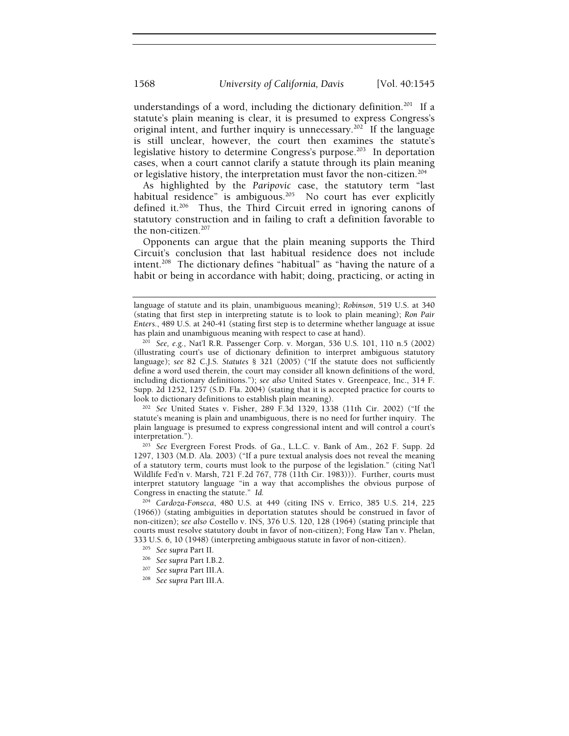understandings of a word, including the dictionary definition.[201] If a statute's plain meaning is clear, it is presumed to express Congress's original intent, and further inquiry is unnecessary.[202] If the language is still unclear, however, the court then examines the statute's legislative history to determine Congress's purpose.[203] In deportation cases, when a court cannot clarify a statute through its plain meaning or legislative history, the interpretation must favor the non-citizen.[204]

As highlighted by the *Paripovic* case, the statutory term "last habitual residence" is ambiguous.[205] No court has ever explicitly defined it.[206] Thus, the Third Circuit erred in ignoring canons of statutory construction and in failing to craft a definition favorable to the non-citizen.[207]

Opponents can argue that the plain meaning supports the Third Circuit's conclusion that last habitual residence does not include intent.[208] The dictionary defines "habitual" as "having the nature of a habit or being in accordance with habit; doing, practicing, or acting in

---

language of statute and its plain, unambiguous meaning); *Robinson*, 519 U.S. at 340 (stating that first step in interpreting statute is to look to plain meaning); *Ron Pair Enters.*, 489 U.S. at 240-41 (stating first step is to determine whether language at issue has plain and unambiguous meaning with respect to case at hand).

[201] *See, e.g.*, Nat'l R.R. Passenger Corp. v. Morgan, 536 U.S. 101, 110 n.5 (2002) (illustrating court's use of dictionary definition to interpret ambiguous statutory language); *see* 82 C.J.S. *Statutes* § 321 (2005) ("If the statute does not sufficiently define a word used therein, the court may consider all known definitions of the word, including dictionary definitions."); *see also* United States v. Greenpeace, Inc., 314 F. Supp. 2d 1252, 1257 (S.D. Fla. 2004) (stating that it is accepted practice for courts to look to dictionary definitions to establish plain meaning).

[202] *See* United States v. Fisher, 289 F.3d 1329, 1338 (11th Cir. 2002) ("If the statute's meaning is plain and unambiguous, there is no need for further inquiry. The plain language is presumed to express congressional intent and will control a court's interpretation.").

[203] *See* Evergreen Forest Prods. of Ga., L.L.C. v. Bank of Am., 262 F. Supp. 2d 1297, 1303 (M.D. Ala. 2003) ("If a pure textual analysis does not reveal the meaning of a statutory term, courts must look to the purpose of the legislation." (citing Nat'l Wildlife Fed'n v. Marsh, 721 F.2d 767, 778 (11th Cir. 1983))). Further, courts must interpret statutory language "in a way that accomplishes the obvious purpose of Congress in enacting the statute." *Id.*

[204] *Cardoza-Fonseca*, 480 U.S. at 449 (citing INS v. Errico, 385 U.S. 214, 225 (1966)) (stating ambiguities in deportation statutes should be construed in favor of non-citizen); *see also* Costello v. INS, 376 U.S. 120, 128 (1964) (stating principle that courts must resolve statutory doubt in favor of non-citizen); Fong Haw Tan v. Phelan, 333 U.S. 6, 10 (1948) (interpreting ambiguous statute in favor of non-citizen).

[205] *See supra* Part II.

[206] *See supra* Part I.B.2.

[207] *See supra* Part III.A.

[208] *See supra* Part III.A.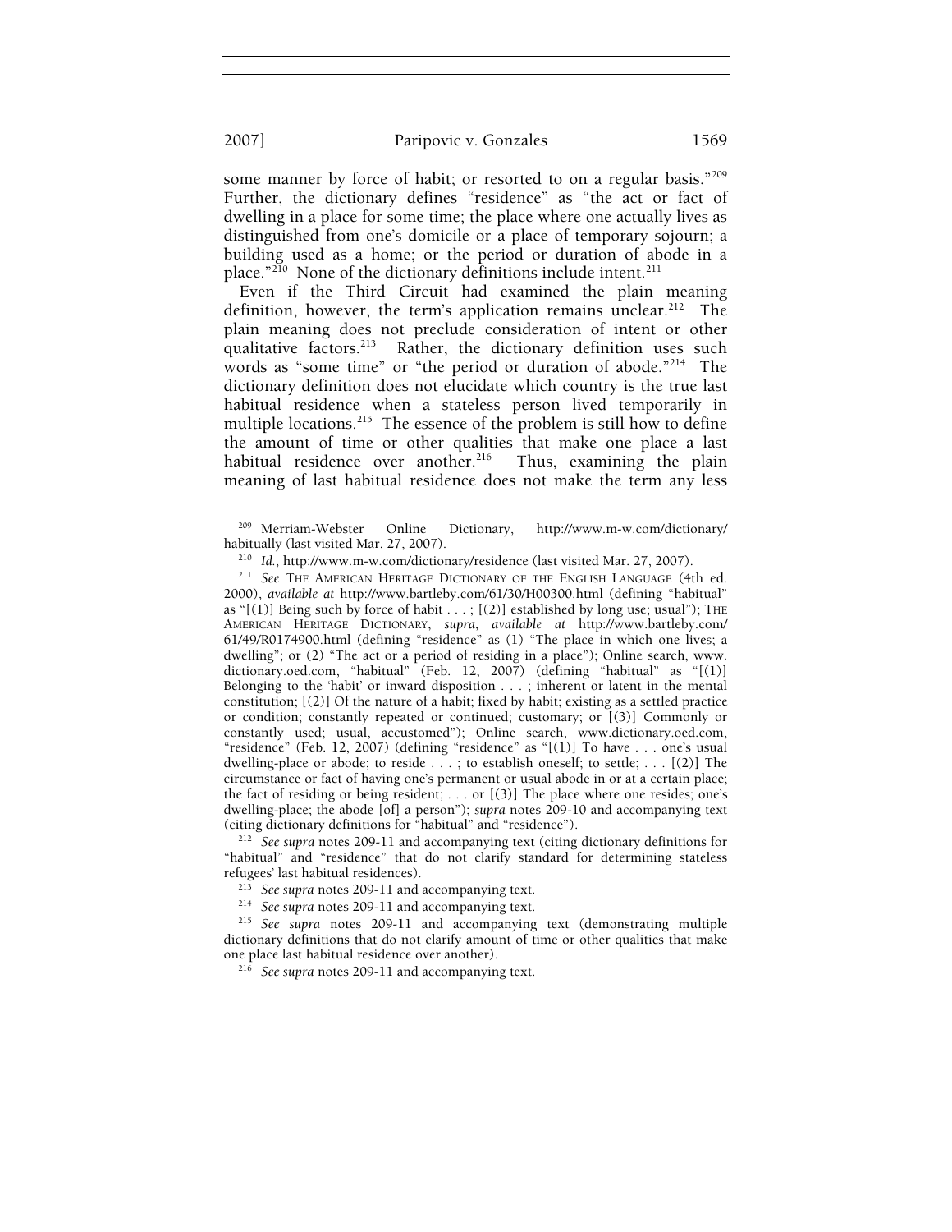some manner by force of habit; or resorted to on a regular basis."[209] Further, the dictionary defines "residence" as "the act or fact of dwelling in a place for some time; the place where one actually lives as distinguished from one's domicile or a place of temporary sojourn; a building used as a home; or the period or duration of abode in a place."[210] None of the dictionary definitions include intent.[211]

Even if the Third Circuit had examined the plain meaning definition, however, the term's application remains unclear.[212] The plain meaning does not preclude consideration of intent or other qualitative factors.[213] Rather, the dictionary definition uses such words as "some time" or "the period or duration of abode."[214] The dictionary definition does not elucidate which country is the true last habitual residence when a stateless person lived temporarily in multiple locations.[215] The essence of the problem is still how to define the amount of time or other qualities that make one place a last habitual residence over another.[216] Thus, examining the plain meaning of last habitual residence does not make the term any less

---

[209] Merriam-Webster Online Dictionary, http://www.m-w.com/dictionary/habitually (last visited Mar. 27, 2007).

[210] *Id.*, http://www.m-w.com/dictionary/residence (last visited Mar. 27, 2007).

[211] *See* THE AMERICAN HERITAGE DICTIONARY OF THE ENGLISH LANGUAGE (4th ed. 2000), *available at* http://www.bartleby.com/61/30/H00300.html (defining "habitual" as "[(1)] Being such by force of habit . . . ; [(2)] established by long use; usual"); THE AMERICAN HERITAGE DICTIONARY, *supra*, *available at* http://www.bartleby.com/61/49/R0174900.html (defining "residence" as (1) "The place in which one lives; a dwelling"; or (2) "The act or a period of residing in a place"); Online search, www.dictionary.oed.com, "habitual" (Feb. 12, 2007) (defining "habitual" as "[(1)] Belonging to the 'habit' or inward disposition . . . ; inherent or latent in the mental constitution; [(2)] Of the nature of a habit; fixed by habit; existing as a settled practice or condition; constantly repeated or continued; customary; or [(3)] Commonly or constantly used; usual, accustomed"); Online search, www.dictionary.oed.com, "residence" (Feb. 12, 2007) (defining "residence" as "[(1)] To have . . . one's usual dwelling-place or abode; to reside . . . ; to establish oneself; to settle; . . . [(2)] The circumstance or fact of having one's permanent or usual abode in or at a certain place; the fact of residing or being resident; . . . or [(3)] The place where one resides; one's dwelling-place; the abode [of] a person"); *supra* notes 209-10 and accompanying text (citing dictionary definitions for "habitual" and "residence").

[212] *See supra* notes 209-11 and accompanying text (citing dictionary definitions for "habitual" and "residence" that do not clarify standard for determining stateless refugees' last habitual residences).

[213] *See supra* notes 209-11 and accompanying text.

[214] *See supra* notes 209-11 and accompanying text.

[215] *See supra* notes 209-11 and accompanying text (demonstrating multiple dictionary definitions that do not clarify amount of time or other qualities that make one place last habitual residence over another).

[216] *See supra* notes 209-11 and accompanying text.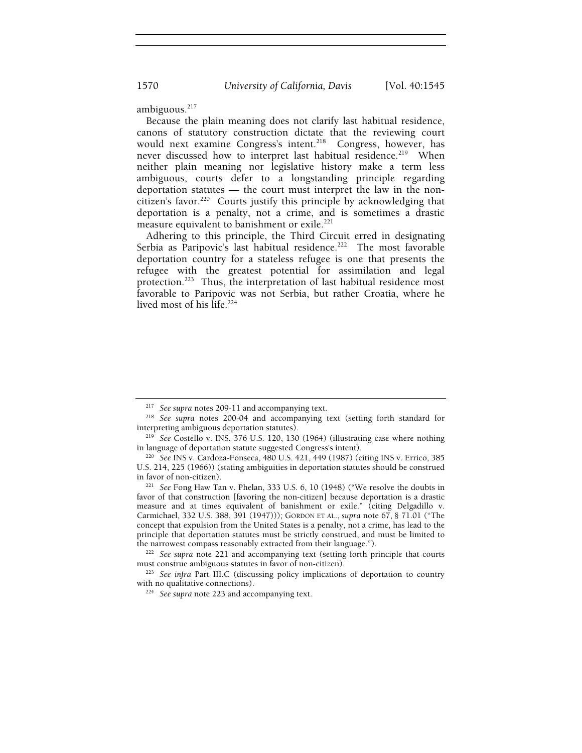ambiguous.[217]

Because the plain meaning does not clarify last habitual residence, canons of statutory construction dictate that the reviewing court would next examine Congress's intent.[218] Congress, however, has never discussed how to interpret last habitual residence.[219] When neither plain meaning nor legislative history make a term less ambiguous, courts defer to a longstanding principle regarding deportation statutes — the court must interpret the law in the non-citizen's favor.[220] Courts justify this principle by acknowledging that deportation is a penalty, not a crime, and is sometimes a drastic measure equivalent to banishment or exile.[221]

Adhering to this principle, the Third Circuit erred in designating Serbia as Paripovic's last habitual residence.[222] The most favorable deportation country for a stateless refugee is one that presents the refugee with the greatest potential for assimilation and legal protection.[223] Thus, the interpretation of last habitual residence most favorable to Paripovic was not Serbia, but rather Croatia, where he lived most of his life.[224]

---

[217] *See supra* notes 209-11 and accompanying text.

[218] *See supra* notes 200-04 and accompanying text (setting forth standard for interpreting ambiguous deportation statutes).

[219] *See* Costello v. INS, 376 U.S. 120, 130 (1964) (illustrating case where nothing in language of deportation statute suggested Congress's intent).

[220] *See* INS v. Cardoza-Fonseca, 480 U.S. 421, 449 (1987) (citing INS v. Errico, 385 U.S. 214, 225 (1966)) (stating ambiguities in deportation statutes should be construed in favor of non-citizen).

[221] *See* Fong Haw Tan v. Phelan, 333 U.S. 6, 10 (1948) ("We resolve the doubts in favor of that construction [favoring the non-citizen] because deportation is a drastic measure and at times equivalent of banishment or exile." (citing Delgadillo v. Carmichael, 332 U.S. 388, 391 (1947))); GORDON ET AL., *supra* note 67, § 71.01 ("The concept that expulsion from the United States is a penalty, not a crime, has lead to the principle that deportation statutes must be strictly construed, and must be limited to the narrowest compass reasonably extracted from their language.").

[222] *See supra* note 221 and accompanying text (setting forth principle that courts must construe ambiguous statutes in favor of non-citizen).

[223] *See infra* Part III.C (discussing policy implications of deportation to country with no qualitative connections).

[224] *See supra* note 223 and accompanying text.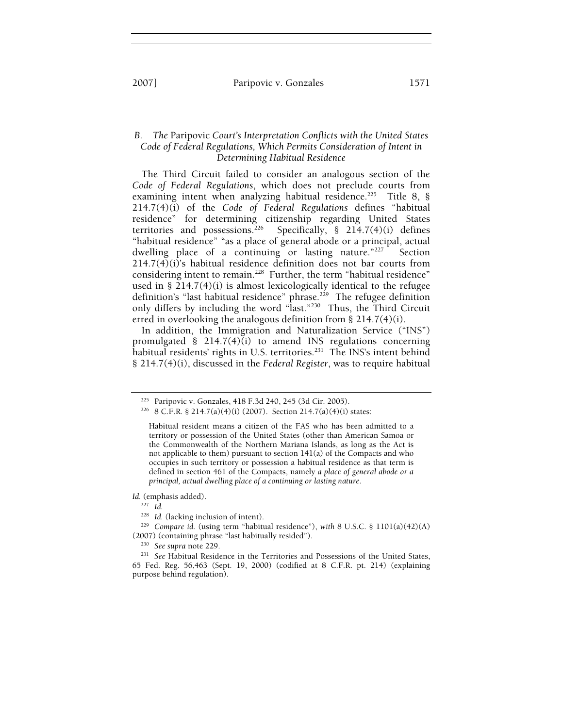### B. *The* Paripovic *Court's Interpretation Conflicts with the United States Code of Federal Regulations, Which Permits Consideration of Intent in Determining Habitual Residence*

The Third Circuit failed to consider an analogous section of the *Code of Federal Regulations*, which does not preclude courts from examining intent when analyzing habitual residence.[225] Title 8, § 214.7(4)(i) of the *Code of Federal Regulations* defines "habitual residence" for determining citizenship regarding United States territories and possessions.[226] Specifically, § 214.7(4)(i) defines "habitual residence" "as a place of general abode or a principal, actual dwelling place of a continuing or lasting nature."[227] Section 214.7(4)(i)'s habitual residence definition does not bar courts from considering intent to remain.[228] Further, the term "habitual residence" used in § 214.7(4)(i) is almost lexicologically identical to the refugee definition's "last habitual residence" phrase.[229] The refugee definition only differs by including the word "last."[230] Thus, the Third Circuit erred in overlooking the analogous definition from § 214.7(4)(i).

In addition, the Immigration and Naturalization Service ("INS") promulgated § 214.7(4)(i) to amend INS regulations concerning habitual residents' rights in U.S. territories.[231] The INS's intent behind § 214.7(4)(i), discussed in the *Federal Register*, was to require habitual

---

[225] Paripovic v. Gonzales, 418 F.3d 240, 245 (3d Cir. 2005).

[226] 8 C.F.R. § 214.7(a)(4)(i) (2007). Section 214.7(a)(4)(i) states:

> Habitual resident means a citizen of the FAS who has been admitted to a territory or possession of the United States (other than American Samoa or the Commonwealth of the Northern Mariana Islands, as long as the Act is not applicable to them) pursuant to section 141(a) of the Compacts and who occupies in such territory or possession a habitual residence as that term is defined in section 461 of the Compacts, namely *a place of general abode or a principal, actual dwelling place of a continuing or lasting nature*.

*Id.* (emphasis added).

[227] *Id.*

[228] *Id.* (lacking inclusion of intent).

[229] *Compare id.* (using term "habitual residence"), *with* 8 U.S.C. § 1101(a)(42)(A) (2007) (containing phrase "last habitually resided").

[230] *See supra* note 229.

[231] *See* Habitual Residence in the Territories and Possessions of the United States, 65 Fed. Reg. 56,463 (Sept. 19, 2000) (codified at 8 C.F.R. pt. 214) (explaining purpose behind regulation).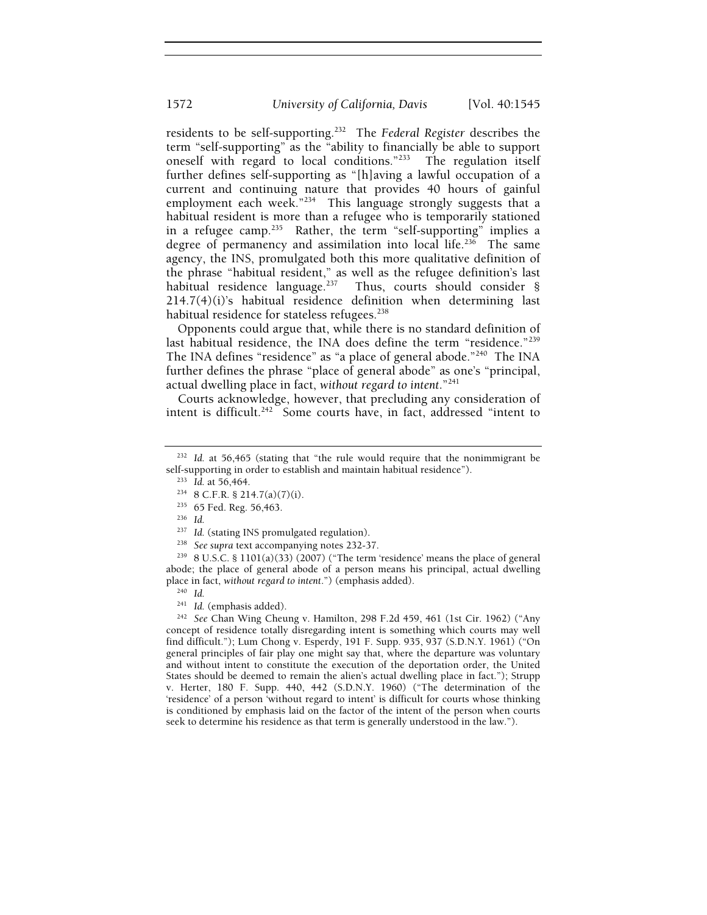residents to be self-supporting.[232] The *Federal Register* describes the term "self-supporting" as the "ability to financially be able to support oneself with regard to local conditions."[233] The regulation itself further defines self-supporting as "[h]aving a lawful occupation of a current and continuing nature that provides 40 hours of gainful employment each week."[234] This language strongly suggests that a habitual resident is more than a refugee who is temporarily stationed in a refugee camp.[235] Rather, the term "self-supporting" implies a degree of permanency and assimilation into local life.[236] The same agency, the INS, promulgated both this more qualitative definition of the phrase "habitual resident," as well as the refugee definition's last habitual residence language.[237] Thus, courts should consider § 214.7(4)(i)'s habitual residence definition when determining last habitual residence for stateless refugees.[238]

Opponents could argue that, while there is no standard definition of last habitual residence, the INA does define the term "residence."[239] The INA defines "residence" as "a place of general abode."[240] The INA further defines the phrase "place of general abode" as one's "principal, actual dwelling place in fact, *without regard to intent*."[241]

Courts acknowledge, however, that precluding any consideration of intent is difficult.[242] Some courts have, in fact, addressed "intent to

---

[232] *Id.* at 56,465 (stating that "the rule would require that the nonimmigrant be self-supporting in order to establish and maintain habitual residence").

[233] *Id.* at 56,464.

[234] 8 C.F.R. § 214.7(a)(7)(i).

[235] 65 Fed. Reg. 56,463.

[236] *Id.*

[237] *Id.* (stating INS promulgated regulation).

[238] *See supra* text accompanying notes 232-37.

[239] 8 U.S.C. § 1101(a)(33) (2007) ("The term 'residence' means the place of general abode; the place of general abode of a person means his principal, actual dwelling place in fact, *without regard to intent*.") (emphasis added).

[240] *Id.*

[241] *Id.* (emphasis added).

[242] *See* Chan Wing Cheung v. Hamilton, 298 F.2d 459, 461 (1st Cir. 1962) ("Any concept of residence totally disregarding intent is something which courts may well find difficult."); Lum Chong v. Esperdy, 191 F. Supp. 935, 937 (S.D.N.Y. 1961) ("On general principles of fair play one might say that, where the departure was voluntary and without intent to constitute the execution of the deportation order, the United States should be deemed to remain the alien's actual dwelling place in fact."); Strupp v. Herter, 180 F. Supp. 440, 442 (S.D.N.Y. 1960) ("The determination of the 'residence' of a person 'without regard to intent' is difficult for courts whose thinking is conditioned by emphasis laid on the factor of the intent of the person when courts seek to determine his residence as that term is generally understood in the law.").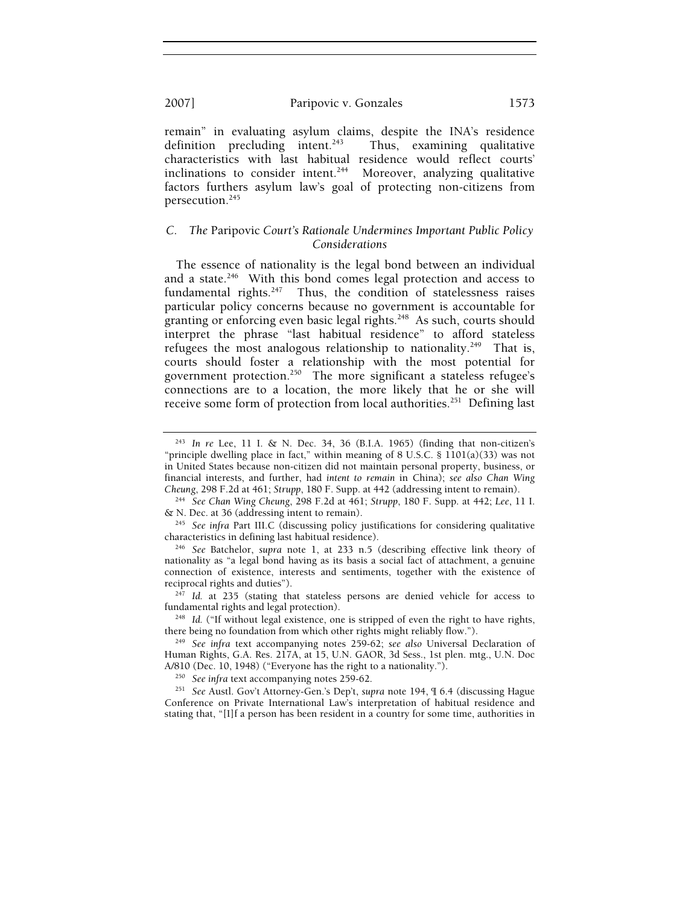remain" in evaluating asylum claims, despite the INA's residence definition precluding intent.[243] Thus, examining qualitative characteristics with last habitual residence would reflect courts' inclinations to consider intent.[244] Moreover, analyzing qualitative factors furthers asylum law's goal of protecting non-citizens from persecution.[245]

### *C. The* Paripovic *Court's Rationale Undermines Important Public Policy Considerations*

The essence of nationality is the legal bond between an individual and a state.[246] With this bond comes legal protection and access to fundamental rights.[247] Thus, the condition of statelessness raises particular policy concerns because no government is accountable for granting or enforcing even basic legal rights.[248] As such, courts should interpret the phrase "last habitual residence" to afford stateless refugees the most analogous relationship to nationality.[249] That is, courts should foster a relationship with the most potential for government protection.[250] The more significant a stateless refugee's connections are to a location, the more likely that he or she will receive some form of protection from local authorities.[251] Defining last

---

[243] *In re* Lee, 11 I. & N. Dec. 34, 36 (B.I.A. 1965) (finding that non-citizen's "principle dwelling place in fact," within meaning of 8 U.S.C. § 1101(a)(33) was not in United States because non-citizen did not maintain personal property, business, or financial interests, and further, had *intent to remain* in China); *see also Chan Wing Cheung*, 298 F.2d at 461; *Strupp*, 180 F. Supp. at 442 (addressing intent to remain).

[244] *See Chan Wing Cheung*, 298 F.2d at 461; *Strupp*, 180 F. Supp. at 442; *Lee*, 11 I. & N. Dec. at 36 (addressing intent to remain).

[245] *See infra* Part III.C (discussing policy justifications for considering qualitative characteristics in defining last habitual residence).

[246] *See* Batchelor, *supra* note 1, at 233 n.5 (describing effective link theory of nationality as "a legal bond having as its basis a social fact of attachment, a genuine connection of existence, interests and sentiments, together with the existence of reciprocal rights and duties").

[247] *Id.* at 235 (stating that stateless persons are denied vehicle for access to fundamental rights and legal protection).

[248] *Id.* ("If without legal existence, one is stripped of even the right to have rights, there being no foundation from which other rights might reliably flow.").

[249] *See infra* text accompanying notes 259-62; *see also* Universal Declaration of Human Rights, G.A. Res. 217A, at 15, U.N. GAOR, 3d Sess., 1st plen. mtg., U.N. Doc A/810 (Dec. 10, 1948) ("Everyone has the right to a nationality.").

[250] *See infra* text accompanying notes 259-62.

[251] *See* Austl. Gov't Attorney-Gen.'s Dep't, *supra* note 194, ¶ 6.4 (discussing Hague Conference on Private International Law's interpretation of habitual residence and stating that, "[I]f a person has been resident in a country for some time, authorities in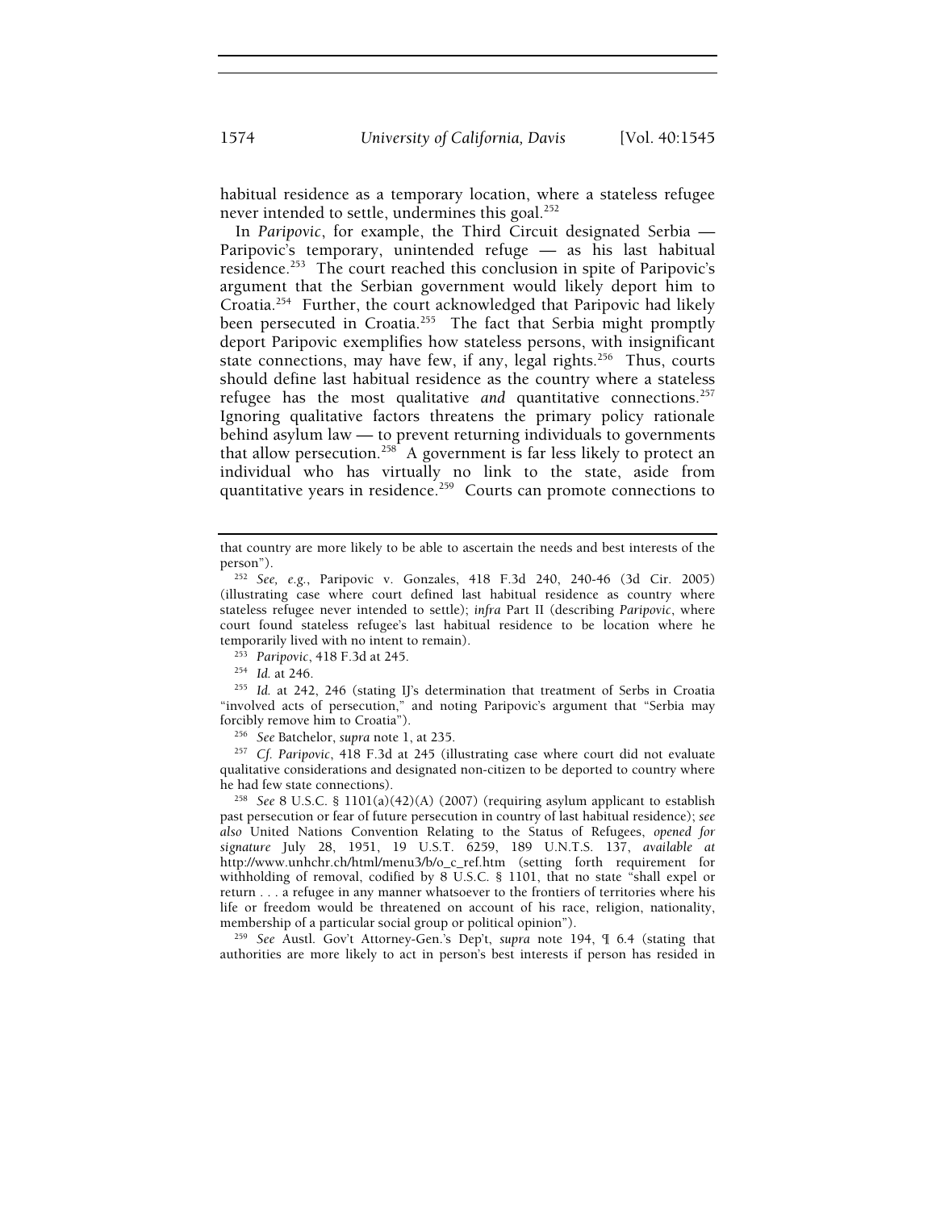habitual residence as a temporary location, where a stateless refugee never intended to settle, undermines this goal.[252]

In *Paripovic*, for example, the Third Circuit designated Serbia — Paripovic's temporary, unintended refuge — as his last habitual residence.[253] The court reached this conclusion in spite of Paripovic's argument that the Serbian government would likely deport him to Croatia.[254] Further, the court acknowledged that Paripovic had likely been persecuted in Croatia.[255] The fact that Serbia might promptly deport Paripovic exemplifies how stateless persons, with insignificant state connections, may have few, if any, legal rights.[256] Thus, courts should define last habitual residence as the country where a stateless refugee has the most qualitative *and* quantitative connections.[257] Ignoring qualitative factors threatens the primary policy rationale behind asylum law — to prevent returning individuals to governments that allow persecution.[258] A government is far less likely to protect an individual who has virtually no link to the state, aside from quantitative years in residence.[259] Courts can promote connections to

---

that country are more likely to be able to ascertain the needs and best interests of the person").

[252] *See, e.g.*, Paripovic v. Gonzales, 418 F.3d 240, 240-46 (3d Cir. 2005) (illustrating case where court defined last habitual residence as country where stateless refugee never intended to settle); *infra* Part II (describing *Paripovic*, where court found stateless refugee's last habitual residence to be location where he temporarily lived with no intent to remain).

[253] *Paripovic*, 418 F.3d at 245.

[254] *Id.* at 246.

[255] *Id.* at 242, 246 (stating IJ's determination that treatment of Serbs in Croatia "involved acts of persecution," and noting Paripovic's argument that "Serbia may forcibly remove him to Croatia").

[256] *See* Batchelor, *supra* note 1, at 235.

[257] *Cf. Paripovic*, 418 F.3d at 245 (illustrating case where court did not evaluate qualitative considerations and designated non-citizen to be deported to country where he had few state connections).

[258] *See* 8 U.S.C. § 1101(a)(42)(A) (2007) (requiring asylum applicant to establish past persecution or fear of future persecution in country of last habitual residence); *see also* United Nations Convention Relating to the Status of Refugees, *opened for signature* July 28, 1951, 19 U.S.T. 6259, 189 U.N.T.S. 137, *available at* http://www.unhchr.ch/html/menu3/b/o_c_ref.htm (setting forth requirement for withholding of removal, codified by 8 U.S.C. § 1101, that no state "shall expel or return . . . a refugee in any manner whatsoever to the frontiers of territories where his life or freedom would be threatened on account of his race, religion, nationality, membership of a particular social group or political opinion").

[259] *See* Austl. Gov't Attorney-Gen.'s Dep't, *supra* note 194, ¶ 6.4 (stating that authorities are more likely to act in person's best interests if person has resided in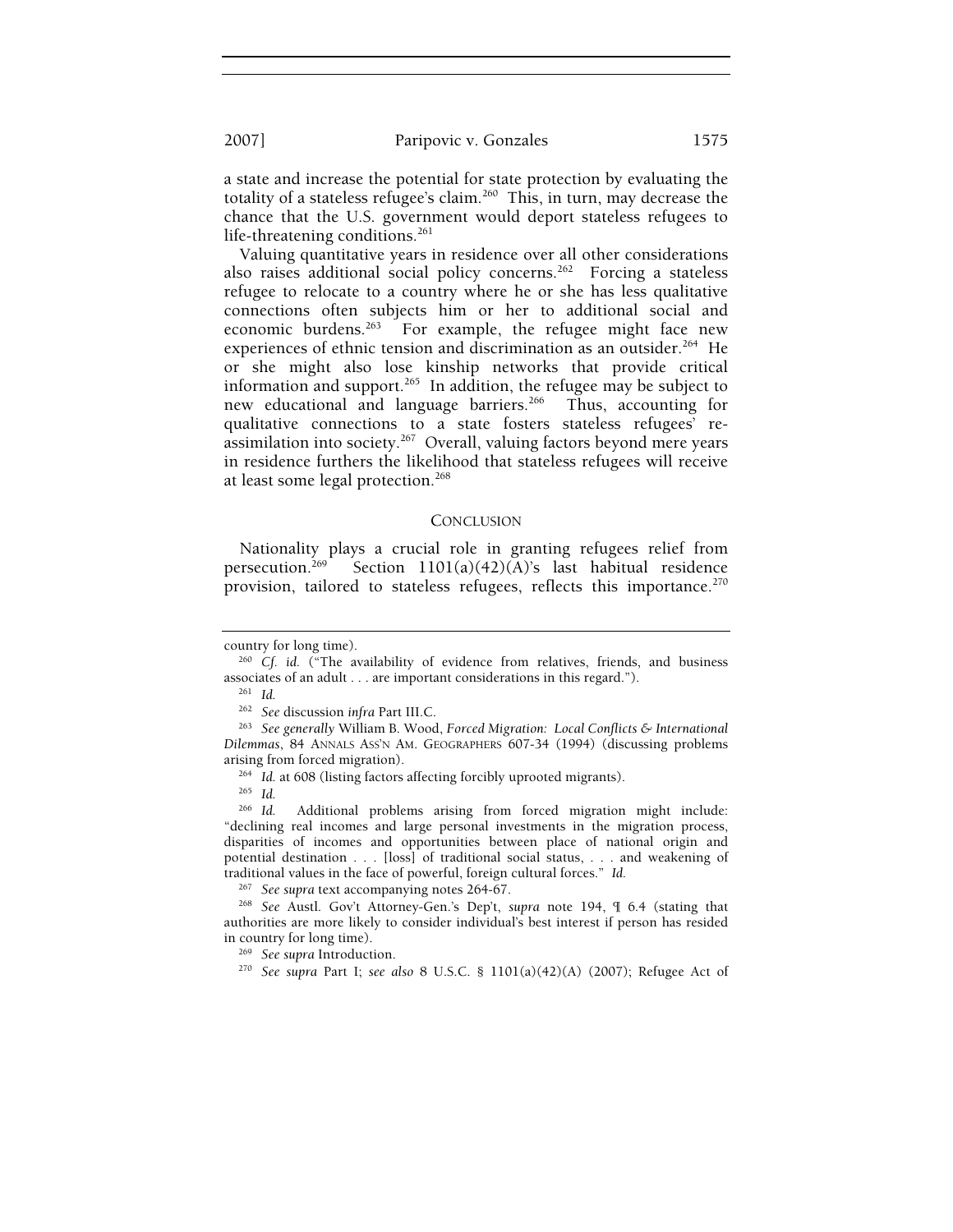a state and increase the potential for state protection by evaluating the totality of a stateless refugee's claim.[260] This, in turn, may decrease the chance that the U.S. government would deport stateless refugees to life-threatening conditions.[261]

Valuing quantitative years in residence over all other considerations also raises additional social policy concerns.[262] Forcing a stateless refugee to relocate to a country where he or she has less qualitative connections often subjects him or her to additional social and economic burdens.[263] For example, the refugee might face new experiences of ethnic tension and discrimination as an outsider.[264] He or she might also lose kinship networks that provide critical information and support.[265] In addition, the refugee may be subject to new educational and language barriers.[266] Thus, accounting for qualitative connections to a state fosters stateless refugees' re-assimilation into society.[267] Overall, valuing factors beyond mere years in residence furthers the likelihood that stateless refugees will receive at least some legal protection.[268]

## CONCLUSION

Nationality plays a crucial role in granting refugees relief from persecution.[269] Section 1101(a)(42)(A)'s last habitual residence provision, tailored to stateless refugees, reflects this importance.[270]

---

country for long time).

[260] *Cf. id.* ("The availability of evidence from relatives, friends, and business associates of an adult . . . are important considerations in this regard.").

[261] *Id.*

[262] *See* discussion *infra* Part III.C.

[263] *See generally* William B. Wood, *Forced Migration: Local Conflicts & International Dilemmas*, 84 ANNALS ASS'N AM. GEOGRAPHERS 607-34 (1994) (discussing problems arising from forced migration).

[264] *Id.* at 608 (listing factors affecting forcibly uprooted migrants).

[265] *Id.*

[266] *Id.* Additional problems arising from forced migration might include: "declining real incomes and large personal investments in the migration process, disparities of incomes and opportunities between place of national origin and potential destination . . . [loss] of traditional social status, . . . and weakening of traditional values in the face of powerful, foreign cultural forces." *Id.*

[267] *See supra* text accompanying notes 264-67.

[268] *See* Austl. Gov't Attorney-Gen.'s Dep't, *supra* note 194, ¶ 6.4 (stating that authorities are more likely to consider individual's best interest if person has resided in country for long time).

[269] *See supra* Introduction.

[270] *See supra* Part I; *see also* 8 U.S.C. § 1101(a)(42)(A) (2007); Refugee Act of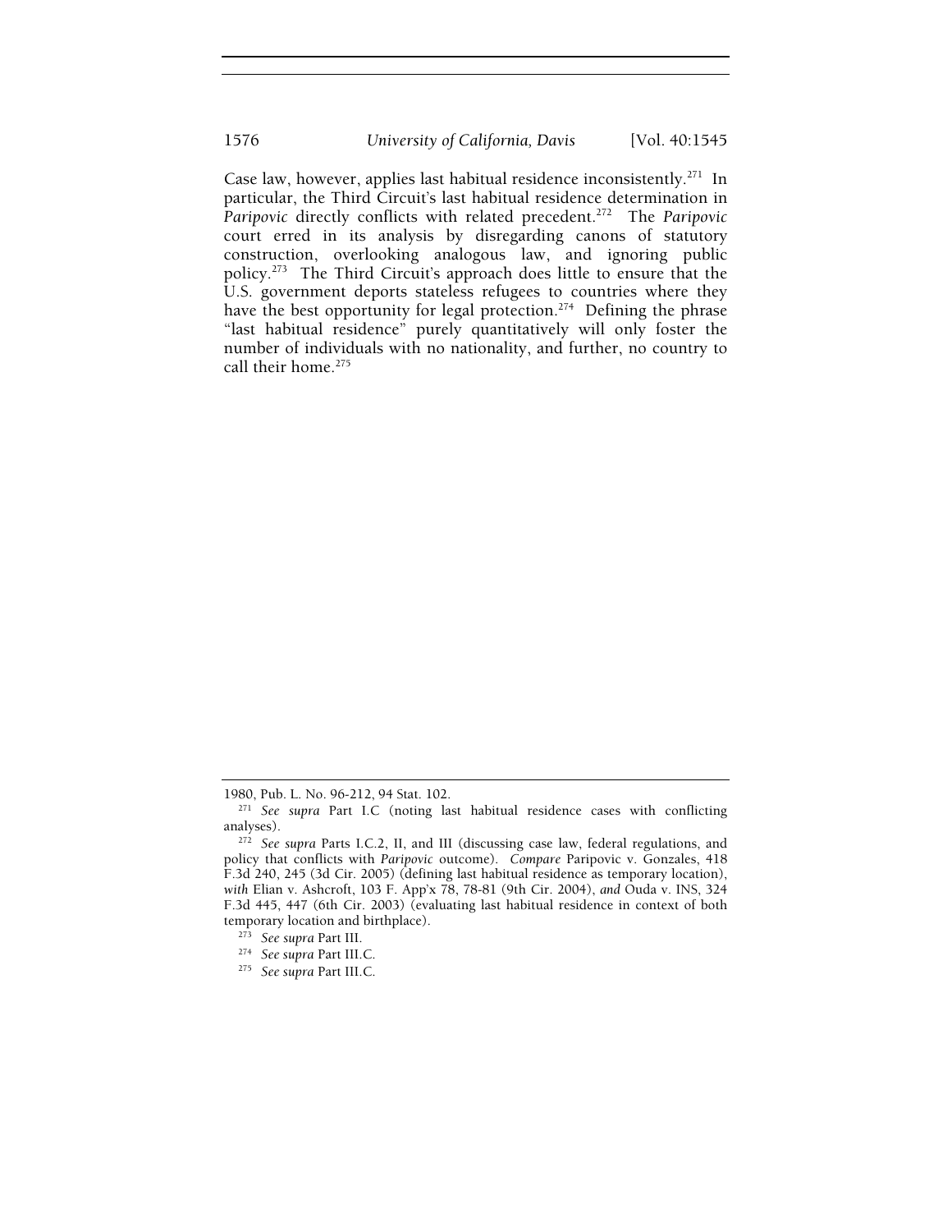Case law, however, applies last habitual residence inconsistently.[271] In particular, the Third Circuit's last habitual residence determination in *Paripovic* directly conflicts with related precedent.[272] The *Paripovic* court erred in its analysis by disregarding canons of statutory construction, overlooking analogous law, and ignoring public policy.[273] The Third Circuit's approach does little to ensure that the U.S. government deports stateless refugees to countries where they have the best opportunity for legal protection.[274] Defining the phrase "last habitual residence" purely quantitatively will only foster the number of individuals with no nationality, and further, no country to call their home.[275]

---

1980, Pub. L. No. 96-212, 94 Stat. 102.

[271] *See supra* Part I.C (noting last habitual residence cases with conflicting analyses).

[272] *See supra* Parts I.C.2, II, and III (discussing case law, federal regulations, and policy that conflicts with *Paripovic* outcome). *Compare* Paripovic v. Gonzales, 418 F.3d 240, 245 (3d Cir. 2005) (defining last habitual residence as temporary location), *with* Elian v. Ashcroft, 103 F. App'x 78, 78-81 (9th Cir. 2004), *and* Ouda v. INS, 324 F.3d 445, 447 (6th Cir. 2003) (evaluating last habitual residence in context of both temporary location and birthplace).

[273] *See supra* Part III.

[274] *See supra* Part III.C.

[275] *See supra* Part III.C.